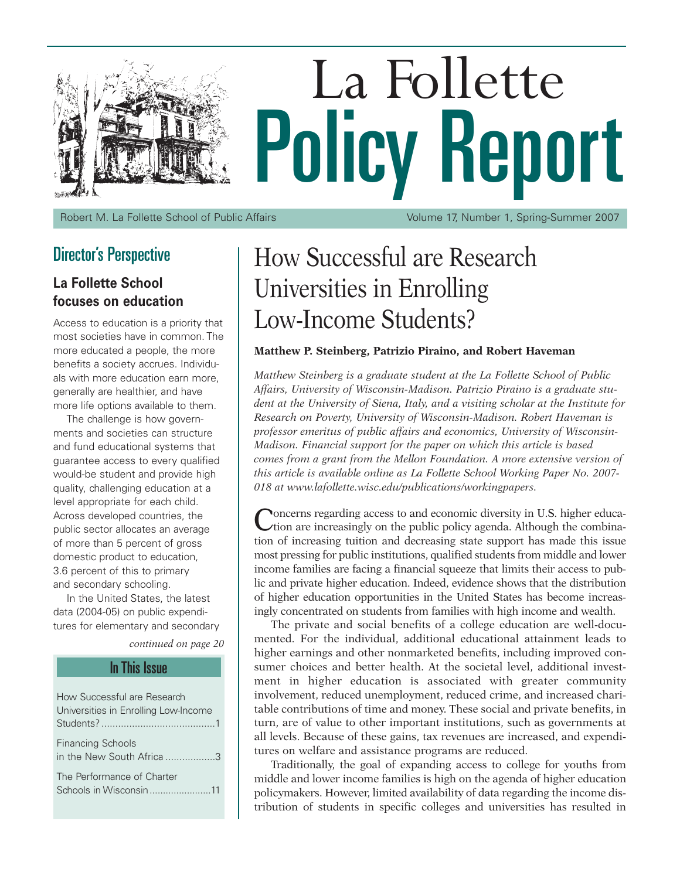# La Follette Policy Report

Robert M. La Follette School of Public Affairs — Volume 17, Number 1, Spring-Summer 2007

## Director's Perspective

### La Follette School focuses on education

Access to education is a priority that most societies have in common. The more educated a people, the more benefits a society accrues. Individuals with more education earn more, generally are healthier, and have more life options available to them.

The challenge is how governments and societies can structure and fund educational systems that guarantee access to every qualified would-be student and provide high quality, challenging education at a level appropriate for each child. Across developed countries, the public sector allocates an average of more than 5 percent of gross domestic product to education, 3.6 percent of this to primary and secondary schooling.

In the United States, the latest data (2004-05) on public expenditures for elementary and secondary

*continued on page 20*

### In This Issue

How Successful are Research Universities in Enrolling Low-Income Students? ....1

Financing Schools in the New South Africa ....3

The Performance of Charter Schools in Wisconsin ....11

# How Successful are Research Universities in Enrolling Low-Income Students?

**Matthew P. Steinberg, Patrizio Piraino, and Robert Haveman**

*Matthew Steinberg is a graduate student at the La Follette School of Public Affairs, University of Wisconsin-Madison. Patrizio Piraino is a graduate student at the University of Siena, Italy, and a visiting scholar at the Institute for Research on Poverty, University of Wisconsin-Madison. Robert Haveman is professor emeritus of public affairs and economics, University of Wisconsin-Madison. Financial support for the paper on which this article is based comes from a grant from the Mellon Foundation. A more extensive version of this article is available online as La Follette School Working Paper No. 2007-018 at www.lafollette.wisc.edu/publications/workingpapers.*

Concerns regarding access to and economic diversity in U.S. higher education are increasingly on the public policy agenda. Although the combination of increasing tuition and decreasing state support has made this issue most pressing for public institutions, qualified students from middle and lower income families are facing a financial squeeze that limits their access to public and private higher education. Indeed, evidence shows that the distribution of higher education opportunities in the United States has become increasingly concentrated on students from families with high income and wealth.

The private and social benefits of a college education are well-documented. For the individual, additional educational attainment leads to higher earnings and other nonmarketed benefits, including improved consumer choices and better health. At the societal level, additional investment in higher education is associated with greater community involvement, reduced unemployment, reduced crime, and increased charitable contributions of time and money. These social and private benefits, in turn, are of value to other important institutions, such as governments at all levels. Because of these gains, tax revenues are increased, and expenditures on welfare and assistance programs are reduced.

Traditionally, the goal of expanding access to college for youths from middle and lower income families is high on the agenda of higher education policymakers. However, limited availability of data regarding the income distribution of students in specific colleges and universities has resulted in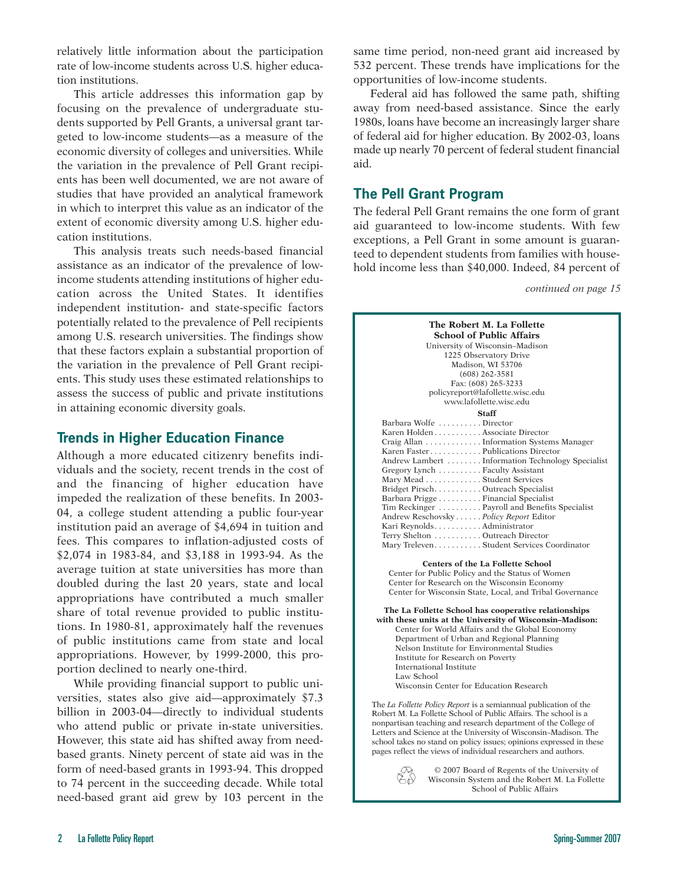relatively little information about the participation rate of low-income students across U.S. higher education institutions.

This article addresses this information gap by focusing on the prevalence of undergraduate students supported by Pell Grants, a universal grant targeted to low-income students—as a measure of the economic diversity of colleges and universities. While the variation in the prevalence of Pell Grant recipients has been well documented, we are not aware of studies that have provided an analytical framework in which to interpret this value as an indicator of the extent of economic diversity among U.S. higher education institutions.

This analysis treats such needs-based financial assistance as an indicator of the prevalence of low-income students attending institutions of higher education across the United States. It identifies independent institution- and state-specific factors potentially related to the prevalence of Pell recipients among U.S. research universities. The findings show that these factors explain a substantial proportion of the variation in the prevalence of Pell Grant recipients. This study uses these estimated relationships to assess the success of public and private institutions in attaining economic diversity goals.

## Trends in Higher Education Finance

Although a more educated citizenry benefits individuals and the society, recent trends in the cost of and the financing of higher education have impeded the realization of these benefits. In 2003-04, a college student attending a public four-year institution paid an average of $4,694 in tuition and fees. This compares to inflation-adjusted costs of $2,074 in 1983-84, and $3,188 in 1993-94. As the average tuition at state universities has more than doubled during the last 20 years, state and local appropriations have contributed a much smaller share of total revenue provided to public institutions. In 1980-81, approximately half the revenues of public institutions came from state and local appropriations. However, by 1999-2000, this proportion declined to nearly one-third.

While providing financial support to public universities, states also give aid—approximately $7.3 billion in 2003-04—directly to individual students who attend public or private in-state universities. However, this state aid has shifted away from need-based grants. Ninety percent of state aid was in the form of need-based grants in 1993-94. This dropped to 74 percent in the succeeding decade. While total need-based grant aid grew by 103 percent in the same time period, non-need grant aid increased by 532 percent. These trends have implications for the opportunities of low-income students.

Federal aid has followed the same path, shifting away from need-based assistance. Since the early 1980s, loans have become an increasingly larger share of federal aid for higher education. By 2002-03, loans made up nearly 70 percent of federal student financial aid.

## The Pell Grant Program

The federal Pell Grant remains the one form of grant aid guaranteed to low-income students. With few exceptions, a Pell Grant in some amount is guaranteed to dependent students from families with household income less than $40,000. Indeed, 84 percent of

*continued on page 15*

---

**The Robert M. La Follette School of Public Affairs**
University of Wisconsin–Madison
1225 Observatory Drive
Madison, WI 53706
(608) 262-3581
Fax: (608) 265-3233
policyreport@lafollette.wisc.edu
www.lafollette.wisc.edu

**Staff**

Barbara Wolfe . . . . . . . . . . Director
Karen Holden . . . . . . . . . . . Associate Director
Craig Allan . . . . . . . . . . . . . Information Systems Manager
Karen Faster . . . . . . . . . . . . Publications Director
Andrew Lambert . . . . . . . . Information Technology Specialist
Gregory Lynch . . . . . . . . . . Faculty Assistant
Mary Mead . . . . . . . . . . . . . Student Services
Bridget Pirsch . . . . . . . . . . . Outreach Specialist
Barbara Prigge . . . . . . . . . . Financial Specialist
Tim Reckinger . . . . . . . . . . Payroll and Benefits Specialist
Andrew Reschovsky . . . . . . *Policy Report* Editor
Kari Reynolds . . . . . . . . . . . Administrator
Terry Shelton . . . . . . . . . . . Outreach Director
Mary Treleven . . . . . . . . . . . Student Services Coordinator

**Centers of the La Follette School**
Center for Public Policy and the Status of Women
Center for Research on the Wisconsin Economy
Center for Wisconsin State, Local, and Tribal Governance

**The La Follette School has cooperative relationships with these units at the University of Wisconsin–Madison:**
Center for World Affairs and the Global Economy
Department of Urban and Regional Planning
Nelson Institute for Environmental Studies
Institute for Research on Poverty
International Institute
Law School
Wisconsin Center for Education Research

The *La Follette Policy Report* is a semiannual publication of the Robert M. La Follette School of Public Affairs. The school is a nonpartisan teaching and research department of the College of Letters and Science at the University of Wisconsin–Madison. The school takes no stand on policy issues; opinions expressed in these pages reflect the views of individual researchers and authors.

© 2007 Board of Regents of the University of Wisconsin System and the Robert M. La Follette School of Public Affairs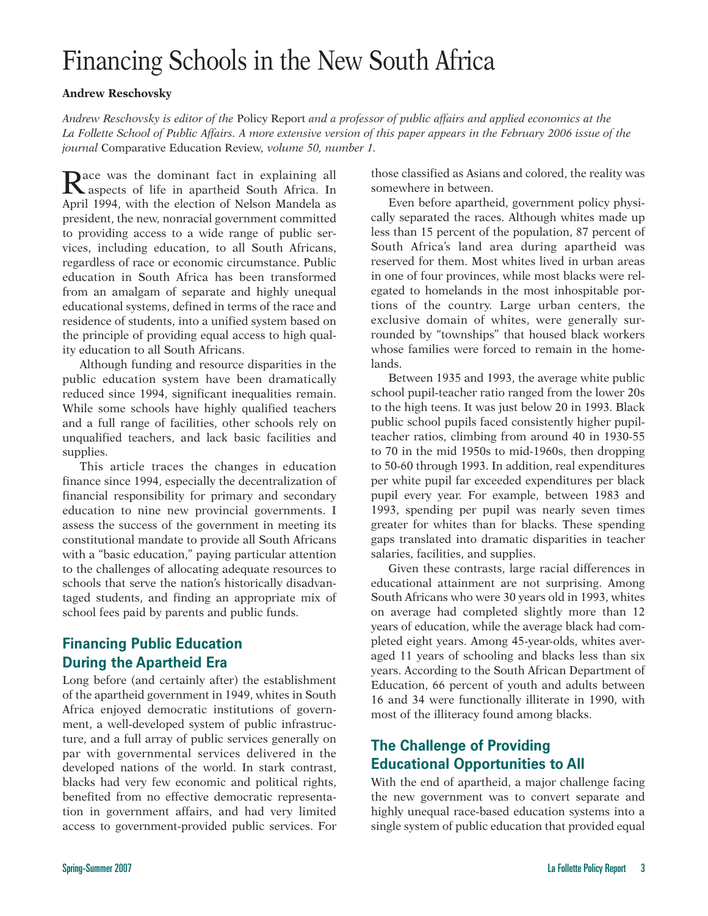# Financing Schools in the New South Africa

**Andrew Reschovsky**

*Andrew Reschovsky is editor of the* Policy Report *and a professor of public affairs and applied economics at the La Follette School of Public Affairs. A more extensive version of this paper appears in the February 2006 issue of the journal* Comparative Education Review, *volume 50, number 1.*

Race was the dominant fact in explaining all aspects of life in apartheid South Africa. In April 1994, with the election of Nelson Mandela as president, the new, nonracial government committed to providing access to a wide range of public services, including education, to all South Africans, regardless of race or economic circumstance. Public education in South Africa has been transformed from an amalgam of separate and highly unequal educational systems, defined in terms of the race and residence of students, into a unified system based on the principle of providing equal access to high quality education to all South Africans.

Although funding and resource disparities in the public education system have been dramatically reduced since 1994, significant inequalities remain. While some schools have highly qualified teachers and a full range of facilities, other schools rely on unqualified teachers, and lack basic facilities and supplies.

This article traces the changes in education finance since 1994, especially the decentralization of financial responsibility for primary and secondary education to nine new provincial governments. I assess the success of the government in meeting its constitutional mandate to provide all South Africans with a "basic education," paying particular attention to the challenges of allocating adequate resources to schools that serve the nation's historically disadvantaged students, and finding an appropriate mix of school fees paid by parents and public funds.

## Financing Public Education During the Apartheid Era

Long before (and certainly after) the establishment of the apartheid government in 1949, whites in South Africa enjoyed democratic institutions of government, a well-developed system of public infrastructure, and a full array of public services generally on par with governmental services delivered in the developed nations of the world. In stark contrast, blacks had very few economic and political rights, benefited from no effective democratic representation in government affairs, and had very limited access to government-provided public services. For those classified as Asians and colored, the reality was somewhere in between.

Even before apartheid, government policy physically separated the races. Although whites made up less than 15 percent of the population, 87 percent of South Africa's land area during apartheid was reserved for them. Most whites lived in urban areas in one of four provinces, while most blacks were relegated to homelands in the most inhospitable portions of the country. Large urban centers, the exclusive domain of whites, were generally surrounded by "townships" that housed black workers whose families were forced to remain in the homelands.

Between 1935 and 1993, the average white public school pupil-teacher ratio ranged from the lower 20s to the high teens. It was just below 20 in 1993. Black public school pupils faced consistently higher pupil-teacher ratios, climbing from around 40 in 1930-55 to 70 in the mid 1950s to mid-1960s, then dropping to 50-60 through 1993. In addition, real expenditures per white pupil far exceeded expenditures per black pupil every year. For example, between 1983 and 1993, spending per pupil was nearly seven times greater for whites than for blacks. These spending gaps translated into dramatic disparities in teacher salaries, facilities, and supplies.

Given these contrasts, large racial differences in educational attainment are not surprising. Among South Africans who were 30 years old in 1993, whites on average had completed slightly more than 12 years of education, while the average black had completed eight years. Among 45-year-olds, whites averaged 11 years of schooling and blacks less than six years. According to the South African Department of Education, 66 percent of youth and adults between 16 and 34 were functionally illiterate in 1990, with most of the illiteracy found among blacks.

## The Challenge of Providing Educational Opportunities to All

With the end of apartheid, a major challenge facing the new government was to convert separate and highly unequal race-based education systems into a single system of public education that provided equal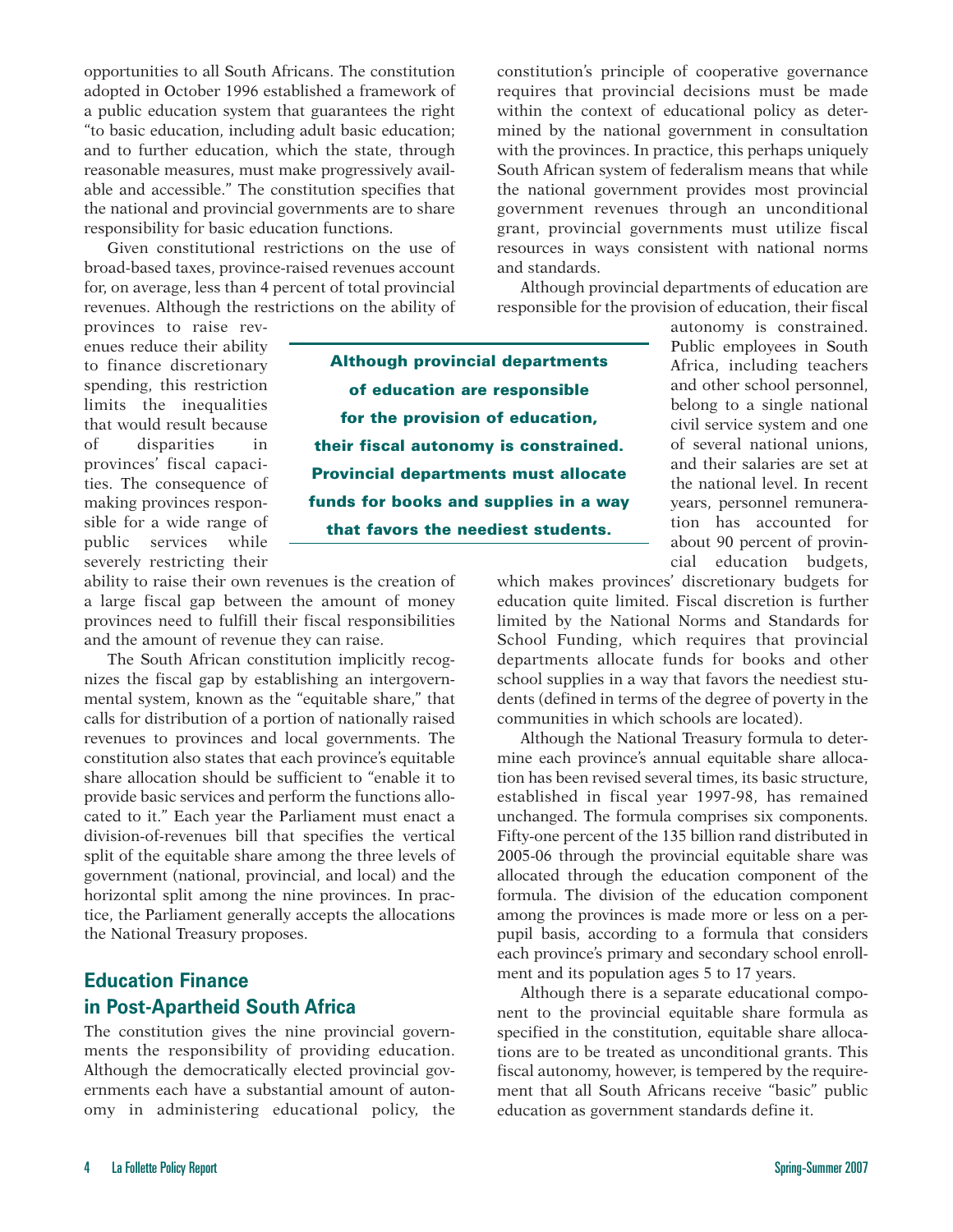opportunities to all South Africans. The constitution adopted in October 1996 established a framework of a public education system that guarantees the right "to basic education, including adult basic education; and to further education, which the state, through reasonable measures, must make progressively available and accessible." The constitution specifies that the national and provincial governments are to share responsibility for basic education functions.

Given constitutional restrictions on the use of broad-based taxes, province-raised revenues account for, on average, less than 4 percent of total provincial revenues. Although the restrictions on the ability of provinces to raise revenues reduce their ability to finance discretionary spending, this restriction limits the inequalities that would result because of disparities in provinces' fiscal capacities. The consequence of making provinces responsible for a wide range of public services while severely restricting their ability to raise their own revenues is the creation of a large fiscal gap between the amount of money provinces need to fulfill their fiscal responsibilities and the amount of revenue they can raise.

The South African constitution implicitly recognizes the fiscal gap by establishing an intergovernmental system, known as the "equitable share," that calls for distribution of a portion of nationally raised revenues to provinces and local governments. The constitution also states that each province's equitable share allocation should be sufficient to "enable it to provide basic services and perform the functions allocated to it." Each year the Parliament must enact a division-of-revenues bill that specifies the vertical split of the equitable share among the three levels of government (national, provincial, and local) and the horizontal split among the nine provinces. In practice, the Parliament generally accepts the allocations the National Treasury proposes.

## Education Finance in Post-Apartheid South Africa

The constitution gives the nine provincial governments the responsibility of providing education. Although the democratically elected provincial governments each have a substantial amount of autonomy in administering educational policy, the constitution's principle of cooperative governance requires that provincial decisions must be made within the context of educational policy as determined by the national government in consultation with the provinces. In practice, this perhaps uniquely South African system of federalism means that while the national government provides most provincial government revenues through an unconditional grant, provincial governments must utilize fiscal resources in ways consistent with national norms and standards.

Although provincial departments of education are responsible for the provision of education, their fiscal autonomy is constrained. Public employees in South Africa, including teachers and other school personnel, belong to a single national civil service system and one of several national unions, and their salaries are set at the national level. In recent years, personnel remuneration has accounted for about 90 percent of provincial education budgets, which makes provinces' discretionary budgets for education quite limited. Fiscal discretion is further limited by the National Norms and Standards for School Funding, which requires that provincial departments allocate funds for books and other school supplies in a way that favors the neediest students (defined in terms of the degree of poverty in the communities in which schools are located).

> **Although provincial departments of education are responsible for the provision of education, their fiscal autonomy is constrained. Provincial departments must allocate funds for books and supplies in a way that favors the neediest students.**

Although the National Treasury formula to determine each province's annual equitable share allocation has been revised several times, its basic structure, established in fiscal year 1997-98, has remained unchanged. The formula comprises six components. Fifty-one percent of the 135 billion rand distributed in 2005-06 through the provincial equitable share was allocated through the education component of the formula. The division of the education component among the provinces is made more or less on a per-pupil basis, according to a formula that considers each province's primary and secondary school enrollment and its population ages 5 to 17 years.

Although there is a separate educational component to the provincial equitable share formula as specified in the constitution, equitable share allocations are to be treated as unconditional grants. This fiscal autonomy, however, is tempered by the requirement that all South Africans receive "basic" public education as government standards define it.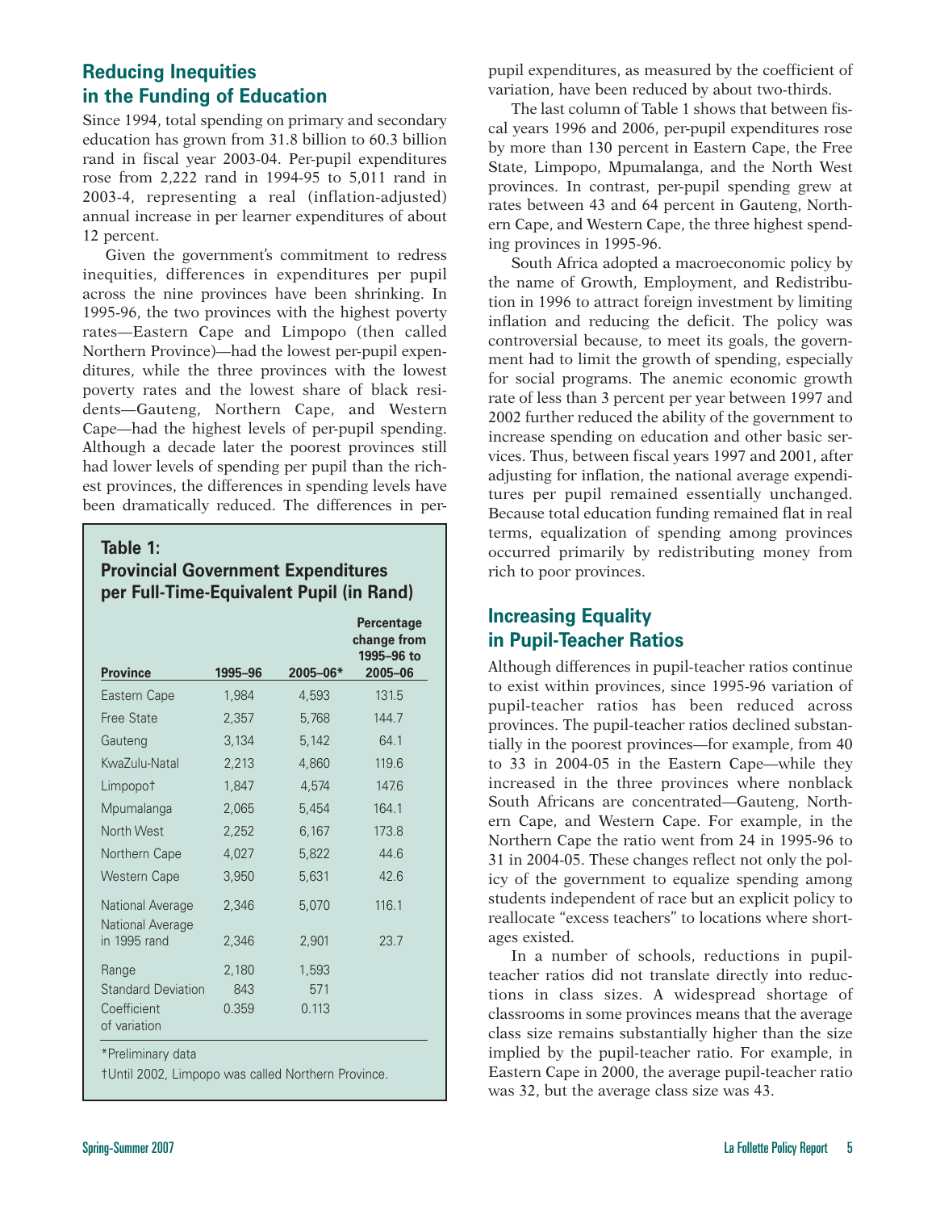## Reducing Inequities in the Funding of Education

Since 1994, total spending on primary and secondary education has grown from 31.8 billion to 60.3 billion rand in fiscal year 2003-04. Per-pupil expenditures rose from 2,222 rand in 1994-95 to 5,011 rand in 2003-4, representing a real (inflation-adjusted) annual increase in per learner expenditures of about 12 percent.

Given the government's commitment to redress inequities, differences in expenditures per pupil across the nine provinces have been shrinking. In 1995-96, the two provinces with the highest poverty rates—Eastern Cape and Limpopo (then called Northern Province)—had the lowest per-pupil expenditures, while the three provinces with the lowest poverty rates and the lowest share of black residents—Gauteng, Northern Cape, and Western Cape—had the highest levels of per-pupil spending. Although a decade later the poorest provinces still had lower levels of spending per pupil than the richest provinces, the differences in spending levels have been dramatically reduced. The differences in per-pupil expenditures, as measured by the coefficient of variation, have been reduced by about two-thirds.

**Table 1: Provincial Government Expenditures per Full-Time-Equivalent Pupil (in Rand)**

| Province | 1995–96 | 2005–06* | Percentage change from 1995–96 to 2005–06 |
|---|---|---|---|
| Eastern Cape | 1,984 | 4,593 | 131.5 |
| Free State | 2,357 | 5,768 | 144.7 |
| Gauteng | 3,134 | 5,142 | 64.1 |
| KwaZulu-Natal | 2,213 | 4,860 | 119.6 |
| Limpopo† | 1,847 | 4,574 | 147.6 |
| Mpumalanga | 2,065 | 5,454 | 164.1 |
| North West | 2,252 | 6,167 | 173.8 |
| Northern Cape | 4,027 | 5,822 | 44.6 |
| Western Cape | 3,950 | 5,631 | 42.6 |
| National Average | 2,346 | 5,070 | 116.1 |
| National Average in 1995 rand | 2,346 | 2,901 | 23.7 |
| Range | 2,180 | 1,593 | |
| Standard Deviation | 843 | 571 | |
| Coefficient of variation | 0.359 | 0.113 | |

*Preliminary data

†Until 2002, Limpopo was called Northern Province.

The last column of Table 1 shows that between fiscal years 1996 and 2006, per-pupil expenditures rose by more than 130 percent in Eastern Cape, the Free State, Limpopo, Mpumalanga, and the North West provinces. In contrast, per-pupil spending grew at rates between 43 and 64 percent in Gauteng, Northern Cape, and Western Cape, the three highest spending provinces in 1995-96.

South Africa adopted a macroeconomic policy by the name of Growth, Employment, and Redistribution in 1996 to attract foreign investment by limiting inflation and reducing the deficit. The policy was controversial because, to meet its goals, the government had to limit the growth of spending, especially for social programs. The anemic economic growth rate of less than 3 percent per year between 1997 and 2002 further reduced the ability of the government to increase spending on education and other basic services. Thus, between fiscal years 1997 and 2001, after adjusting for inflation, the national average expenditures per pupil remained essentially unchanged. Because total education funding remained flat in real terms, equalization of spending among provinces occurred primarily by redistributing money from rich to poor provinces.

## Increasing Equality in Pupil-Teacher Ratios

Although differences in pupil-teacher ratios continue to exist within provinces, since 1995-96 variation of pupil-teacher ratios has been reduced across provinces. The pupil-teacher ratios declined substantially in the poorest provinces—for example, from 40 to 33 in 2004-05 in the Eastern Cape—while they increased in the three provinces where nonblack South Africans are concentrated—Gauteng, Northern Cape, and Western Cape. For example, in the Northern Cape the ratio went from 24 in 1995-96 to 31 in 2004-05. These changes reflect not only the policy of the government to equalize spending among students independent of race but an explicit policy to reallocate "excess teachers" to locations where shortages existed.

In a number of schools, reductions in pupil-teacher ratios did not translate directly into reductions in class sizes. A widespread shortage of classrooms in some provinces means that the average class size remains substantially higher than the size implied by the pupil-teacher ratio. For example, in Eastern Cape in 2000, the average pupil-teacher ratio was 32, but the average class size was 43.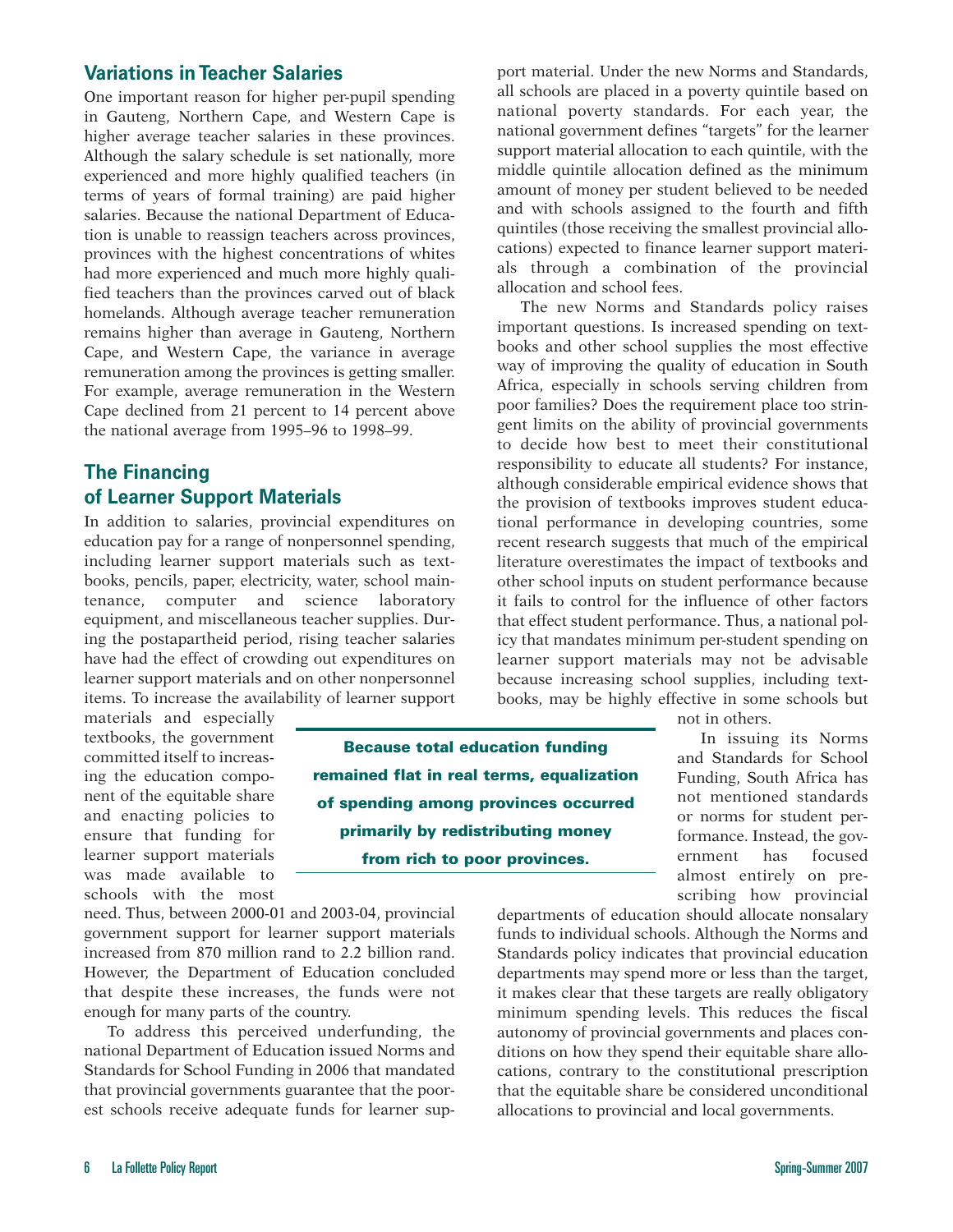## Variations in Teacher Salaries

One important reason for higher per-pupil spending in Gauteng, Northern Cape, and Western Cape is higher average teacher salaries in these provinces. Although the salary schedule is set nationally, more experienced and more highly qualified teachers (in terms of years of formal training) are paid higher salaries. Because the national Department of Education is unable to reassign teachers across provinces, provinces with the highest concentrations of whites had more experienced and much more highly qualified teachers than the provinces carved out of black homelands. Although average teacher remuneration remains higher than average in Gauteng, Northern Cape, and Western Cape, the variance in average remuneration among the provinces is getting smaller. For example, average remuneration in the Western Cape declined from 21 percent to 14 percent above the national average from 1995–96 to 1998–99.

## The Financing of Learner Support Materials

In addition to salaries, provincial expenditures on education pay for a range of nonpersonnel spending, including learner support materials such as textbooks, pencils, paper, electricity, water, school maintenance, computer and science laboratory equipment, and miscellaneous teacher supplies. During the postapartheid period, rising teacher salaries have had the effect of crowding out expenditures on learner support materials and on other nonpersonnel items. To increase the availability of learner support materials and especially textbooks, the government committed itself to increasing the education component of the equitable share and enacting policies to ensure that funding for learner support materials was made available to schools with the most need. Thus, between 2000-01 and 2003-04, provincial government support for learner support materials increased from 870 million rand to 2.2 billion rand. However, the Department of Education concluded that despite these increases, the funds were not enough for many parts of the country.

> **Because total education funding remained flat in real terms, equalization of spending among provinces occurred primarily by redistributing money from rich to poor provinces.**

To address this perceived underfunding, the national Department of Education issued Norms and Standards for School Funding in 2006 that mandated that provincial governments guarantee that the poorest schools receive adequate funds for learner support material. Under the new Norms and Standards, all schools are placed in a poverty quintile based on national poverty standards. For each year, the national government defines "targets" for the learner support material allocation to each quintile, with the middle quintile allocation defined as the minimum amount of money per student believed to be needed and with schools assigned to the fourth and fifth quintiles (those receiving the smallest provincial allocations) expected to finance learner support materials through a combination of the provincial allocation and school fees.

The new Norms and Standards policy raises important questions. Is increased spending on textbooks and other school supplies the most effective way of improving the quality of education in South Africa, especially in schools serving children from poor families? Does the requirement place too stringent limits on the ability of provincial governments to decide how best to meet their constitutional responsibility to educate all students? For instance, although considerable empirical evidence shows that the provision of textbooks improves student educational performance in developing countries, some recent research suggests that much of the empirical literature overestimates the impact of textbooks and other school inputs on student performance because it fails to control for the influence of other factors that effect student performance. Thus, a national policy that mandates minimum per-student spending on learner support materials may not be advisable because increasing school supplies, including textbooks, may be highly effective in some schools but not in others.

In issuing its Norms and Standards for School Funding, South Africa has not mentioned standards or norms for student performance. Instead, the government has focused almost entirely on prescribing how provincial departments of education should allocate nonsalary funds to individual schools. Although the Norms and Standards policy indicates that provincial education departments may spend more or less than the target, it makes clear that these targets are really obligatory minimum spending levels. This reduces the fiscal autonomy of provincial governments and places conditions on how they spend their equitable share allocations, contrary to the constitutional prescription that the equitable share be considered unconditional allocations to provincial and local governments.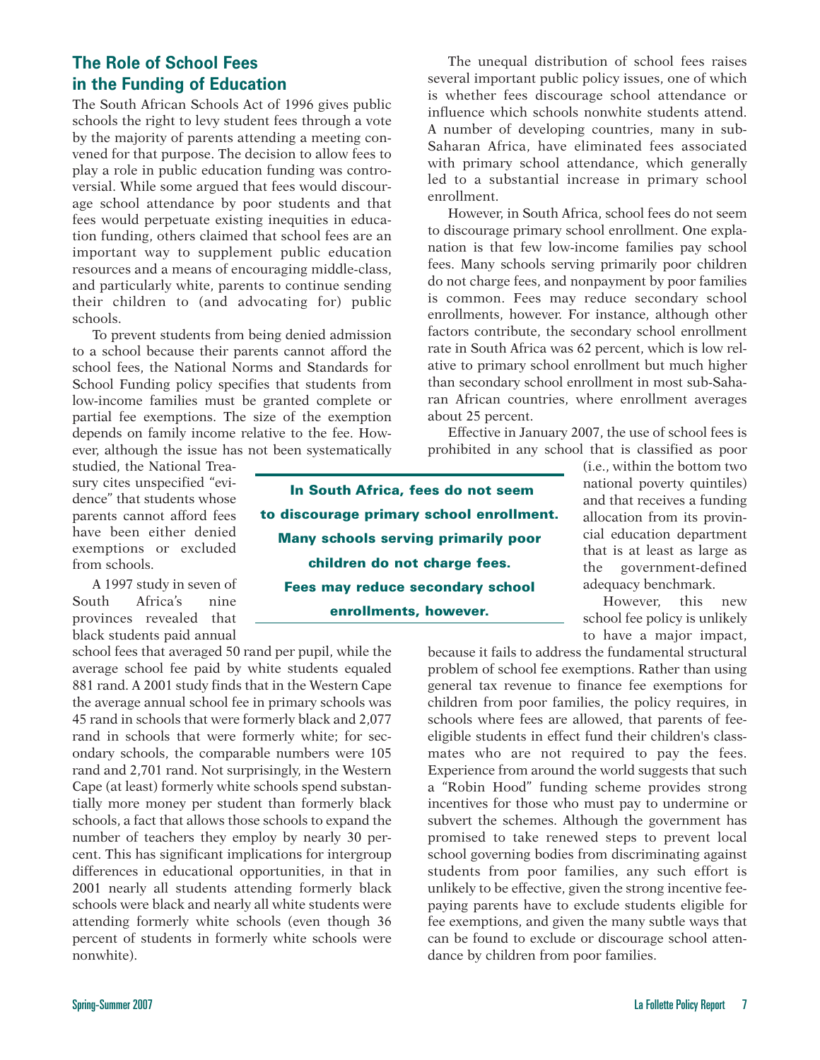## The Role of School Fees in the Funding of Education

The South African Schools Act of 1996 gives public schools the right to levy student fees through a vote by the majority of parents attending a meeting convened for that purpose. The decision to allow fees to play a role in public education funding was controversial. While some argued that fees would discourage school attendance by poor students and that fees would perpetuate existing inequities in education funding, others claimed that school fees are an important way to supplement public education resources and a means of encouraging middle-class, and particularly white, parents to continue sending their children to (and advocating for) public schools.

To prevent students from being denied admission to a school because their parents cannot afford the school fees, the National Norms and Standards for School Funding policy specifies that students from low-income families must be granted complete or partial fee exemptions. The size of the exemption depends on family income relative to the fee. However, although the issue has not been systematically studied, the National Treasury cites unspecified "evidence" that students whose parents cannot afford fees have been either denied exemptions or excluded from schools.

A 1997 study in seven of South Africa's nine provinces revealed that black students paid annual school fees that averaged 50 rand per pupil, while the average school fee paid by white students equaled 881 rand. A 2001 study finds that in the Western Cape the average annual school fee in primary schools was 45 rand in schools that were formerly black and 2,077 rand in schools that were formerly white; for secondary schools, the comparable numbers were 105 rand and 2,701 rand. Not surprisingly, in the Western Cape (at least) formerly white schools spend substantially more money per student than formerly black schools, a fact that allows those schools to expand the number of teachers they employ by nearly 30 percent. This has significant implications for intergroup differences in educational opportunities, in that in 2001 nearly all students attending formerly black schools were black and nearly all white students were attending formerly white schools (even though 36 percent of students in formerly white schools were nonwhite).

The unequal distribution of school fees raises several important public policy issues, one of which is whether fees discourage school attendance or influence which schools nonwhite students attend. A number of developing countries, many in sub-Saharan Africa, have eliminated fees associated with primary school attendance, which generally led to a substantial increase in primary school enrollment.

However, in South Africa, school fees do not seem to discourage primary school enrollment. One explanation is that few low-income families pay school fees. Many schools serving primarily poor children do not charge fees, and nonpayment by poor families is common. Fees may reduce secondary school enrollments, however. For instance, although other factors contribute, the secondary school enrollment rate in South Africa was 62 percent, which is low relative to primary school enrollment but much higher than secondary school enrollment in most sub-Saharan African countries, where enrollment averages about 25 percent.

**In South Africa, fees do not seem to discourage primary school enrollment. Many schools serving primarily poor children do not charge fees. Fees may reduce secondary school enrollments, however.**

Effective in January 2007, the use of school fees is prohibited in any school that is classified as poor (i.e., within the bottom two national poverty quintiles) and that receives a funding allocation from its provincial education department that is at least as large as the government-defined adequacy benchmark.

However, this new school fee policy is unlikely to have a major impact, because it fails to address the fundamental structural problem of school fee exemptions. Rather than using general tax revenue to finance fee exemptions for children from poor families, the policy requires, in schools where fees are allowed, that parents of fee-eligible students in effect fund their children's classmates who are not required to pay the fees. Experience from around the world suggests that such a "Robin Hood" funding scheme provides strong incentives for those who must pay to undermine or subvert the schemes. Although the government has promised to take renewed steps to prevent local school governing bodies from discriminating against students from poor families, any such effort is unlikely to be effective, given the strong incentive fee-paying parents have to exclude students eligible for fee exemptions, and given the many subtle ways that can be found to exclude or discourage school attendance by children from poor families.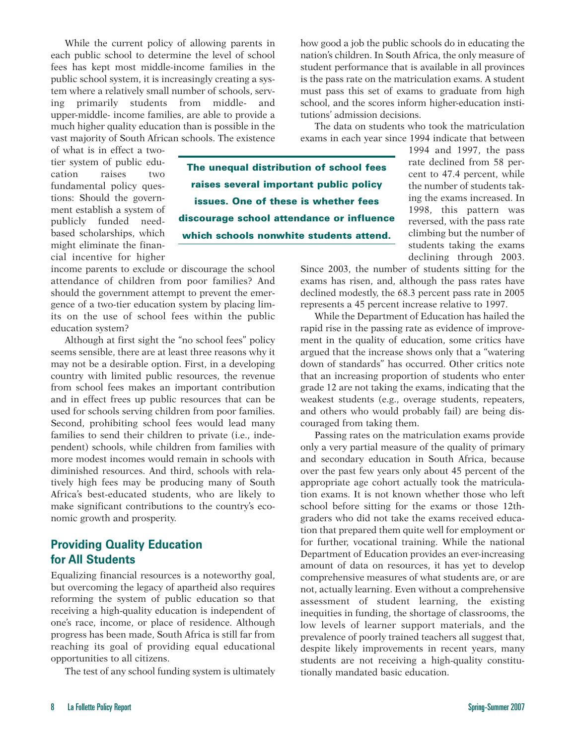While the current policy of allowing parents in each public school to determine the level of school fees has kept most middle-income families in the public school system, it is increasingly creating a system where a relatively small number of schools, serving primarily students from middle- and upper-middle- income families, are able to provide a much higher quality education than is possible in the vast majority of South African schools. The existence of what is in effect a two-tier system of public education raises two fundamental policy questions: Should the government establish a system of publicly funded need-based scholarships, which might eliminate the financial incentive for higher income parents to exclude or discourage the school attendance of children from poor families? And should the government attempt to prevent the emergence of a two-tier education system by placing limits on the use of school fees within the public education system?

> **The unequal distribution of school fees raises several important public policy issues. One of these is whether fees discourage school attendance or influence which schools nonwhite students attend.**

Although at first sight the "no school fees" policy seems sensible, there are at least three reasons why it may not be a desirable option. First, in a developing country with limited public resources, the revenue from school fees makes an important contribution and in effect frees up public resources that can be used for schools serving children from poor families. Second, prohibiting school fees would lead many families to send their children to private (i.e., independent) schools, while children from families with more modest incomes would remain in schools with diminished resources. And third, schools with relatively high fees may be producing many of South Africa's best-educated students, who are likely to make significant contributions to the country's economic growth and prosperity.

## Providing Quality Education for All Students

Equalizing financial resources is a noteworthy goal, but overcoming the legacy of apartheid also requires reforming the system of public education so that receiving a high-quality education is independent of one's race, income, or place of residence. Although progress has been made, South Africa is still far from reaching its goal of providing equal educational opportunities to all citizens.

The test of any school funding system is ultimately how good a job the public schools do in educating the nation's children. In South Africa, the only measure of student performance that is available in all provinces is the pass rate on the matriculation exams. A student must pass this set of exams to graduate from high school, and the scores inform higher-education institutions' admission decisions.

The data on students who took the matriculation exams in each year since 1994 indicate that between 1994 and 1997, the pass rate declined from 58 percent to 47.4 percent, while the number of students taking the exams increased. In 1998, this pattern was reversed, with the pass rate climbing but the number of students taking the exams declining through 2003. Since 2003, the number of students sitting for the exams has risen, and, although the pass rates have declined modestly, the 68.3 percent pass rate in 2005 represents a 45 percent increase relative to 1997.

While the Department of Education has hailed the rapid rise in the passing rate as evidence of improvement in the quality of education, some critics have argued that the increase shows only that a "watering down of standards" has occurred. Other critics note that an increasing proportion of students who enter grade 12 are not taking the exams, indicating that the weakest students (e.g., overage students, repeaters, and others who would probably fail) are being discouraged from taking them.

Passing rates on the matriculation exams provide only a very partial measure of the quality of primary and secondary education in South Africa, because over the past few years only about 45 percent of the appropriate age cohort actually took the matriculation exams. It is not known whether those who left school before sitting for the exams or those 12th-graders who did not take the exams received education that prepared them quite well for employment or for further, vocational training. While the national Department of Education provides an ever-increasing amount of data on resources, it has yet to develop comprehensive measures of what students are, or are not, actually learning. Even without a comprehensive assessment of student learning, the existing inequities in funding, the shortage of classrooms, the low levels of learner support materials, and the prevalence of poorly trained teachers all suggest that, despite likely improvements in recent years, many students are not receiving a high-quality constitutionally mandated basic education.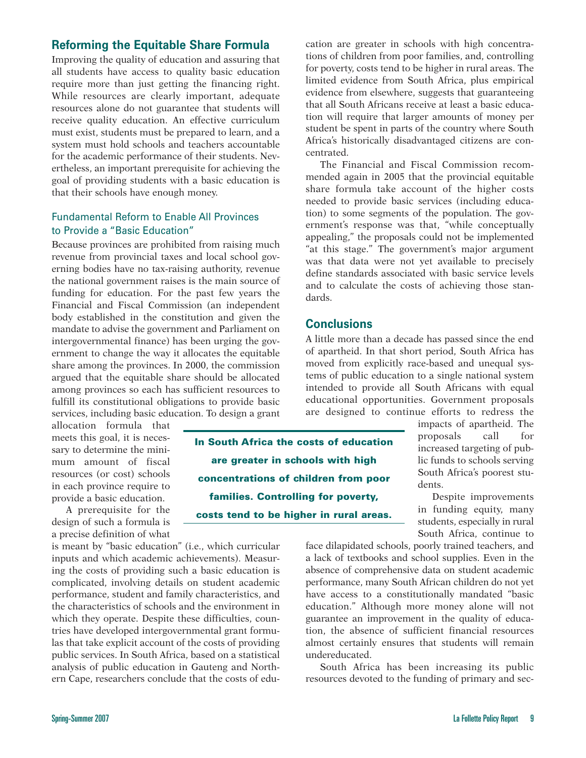## Reforming the Equitable Share Formula

Improving the quality of education and assuring that all students have access to quality basic education require more than just getting the financing right. While resources are clearly important, adequate resources alone do not guarantee that students will receive quality education. An effective curriculum must exist, students must be prepared to learn, and a system must hold schools and teachers accountable for the academic performance of their students. Nevertheless, an important prerequisite for achieving the goal of providing students with a basic education is that their schools have enough money.

### Fundamental Reform to Enable All Provinces to Provide a "Basic Education"

Because provinces are prohibited from raising much revenue from provincial taxes and local school governing bodies have no tax-raising authority, revenue the national government raises is the main source of funding for education. For the past few years the Financial and Fiscal Commission (an independent body established in the constitution and given the mandate to advise the government and Parliament on intergovernmental finance) has been urging the government to change the way it allocates the equitable share among the provinces. In 2000, the commission argued that the equitable share should be allocated among provinces so each has sufficient resources to fulfill its constitutional obligations to provide basic services, including basic education. To design a grant allocation formula that meets this goal, it is necessary to determine the minimum amount of fiscal resources (or cost) schools in each province require to provide a basic education.

A prerequisite for the design of such a formula is a precise definition of what is meant by "basic education" (i.e., which curricular inputs and which academic achievements). Measuring the costs of providing such a basic education is complicated, involving details on student academic performance, student and family characteristics, and the characteristics of schools and the environment in which they operate. Despite these difficulties, countries have developed intergovernmental grant formulas that take explicit account of the costs of providing public services. In South Africa, based on a statistical analysis of public education in Gauteng and Northern Cape, researchers conclude that the costs of education are greater in schools with high concentrations of children from poor families, and, controlling for poverty, costs tend to be higher in rural areas. The limited evidence from South Africa, plus empirical evidence from elsewhere, suggests that guaranteeing that all South Africans receive at least a basic education will require that larger amounts of money per student be spent in parts of the country where South Africa's historically disadvantaged citizens are concentrated.

The Financial and Fiscal Commission recommended again in 2005 that the provincial equitable share formula take account of the higher costs needed to provide basic services (including education) to some segments of the population. The government's response was that, "while conceptually appealing," the proposals could not be implemented "at this stage." The government's major argument was that data were not yet available to precisely define standards associated with basic service levels and to calculate the costs of achieving those standards.

**In South Africa the costs of education are greater in schools with high concentrations of children from poor families. Controlling for poverty, costs tend to be higher in rural areas.**

## Conclusions

A little more than a decade has passed since the end of apartheid. In that short period, South Africa has moved from explicitly race-based and unequal systems of public education to a single national system intended to provide all South Africans with equal educational opportunities. Government proposals are designed to continue efforts to redress the impacts of apartheid. The proposals call for increased targeting of public funds to schools serving South Africa's poorest students.

Despite improvements in funding equity, many students, especially in rural South Africa, continue to face dilapidated schools, poorly trained teachers, and a lack of textbooks and school supplies. Even in the absence of comprehensive data on student academic performance, many South African children do not yet have access to a constitutionally mandated "basic education." Although more money alone will not guarantee an improvement in the quality of education, the absence of sufficient financial resources almost certainly ensures that students will remain undereducated.

South Africa has been increasing its public resources devoted to the funding of primary and sec-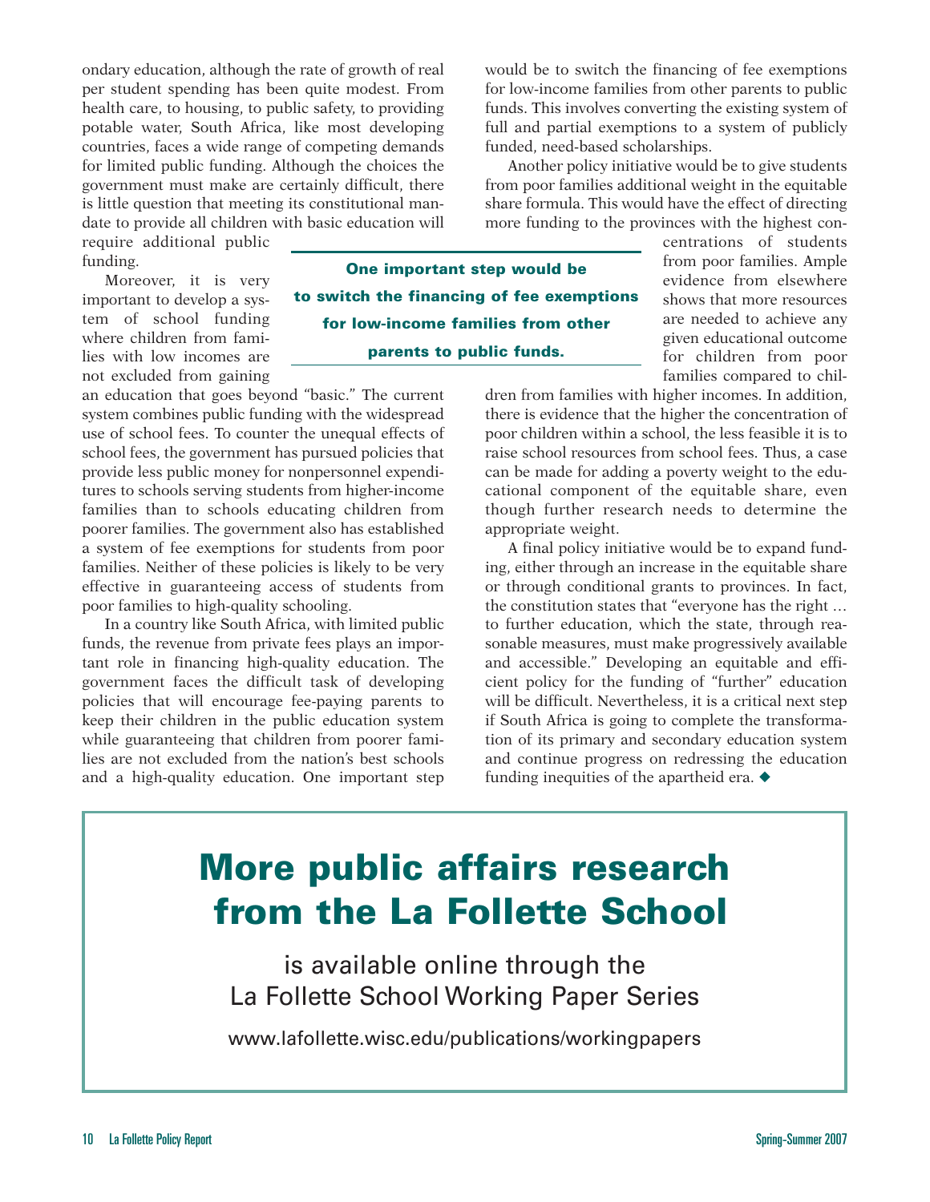ondary education, although the rate of growth of real per student spending has been quite modest. From health care, to housing, to public safety, to providing potable water, South Africa, like most developing countries, faces a wide range of competing demands for limited public funding. Although the choices the government must make are certainly difficult, there is little question that meeting its constitutional mandate to provide all children with basic education will require additional public funding.

Moreover, it is very important to develop a system of school funding where children from families with low incomes are not excluded from gaining an education that goes beyond "basic." The current system combines public funding with the widespread use of school fees. To counter the unequal effects of school fees, the government has pursued policies that provide less public money for nonpersonnel expenditures to schools serving students from higher-income families than to schools educating children from poorer families. The government also has established a system of fee exemptions for students from poor families. Neither of these policies is likely to be very effective in guaranteeing access of students from poor families to high-quality schooling.

In a country like South Africa, with limited public funds, the revenue from private fees plays an important role in financing high-quality education. The government faces the difficult task of developing policies that will encourage fee-paying parents to keep their children in the public education system while guaranteeing that children from poorer families are not excluded from the nation's best schools and a high-quality education. One important step would be to switch the financing of fee exemptions for low-income families from other parents to public funds. This involves converting the existing system of full and partial exemptions to a system of publicly funded, need-based scholarships.

**One important step would be to switch the financing of fee exemptions for low-income families from other parents to public funds.**

Another policy initiative would be to give students from poor families additional weight in the equitable share formula. This would have the effect of directing more funding to the provinces with the highest concentrations of students from poor families. Ample evidence from elsewhere shows that more resources are needed to achieve any given educational outcome for children from poor families compared to children from families with higher incomes. In addition, there is evidence that the higher the concentration of poor children within a school, the less feasible it is to raise school resources from school fees. Thus, a case can be made for adding a poverty weight to the educational component of the equitable share, even though further research needs to determine the appropriate weight.

A final policy initiative would be to expand funding, either through an increase in the equitable share or through conditional grants to provinces. In fact, the constitution states that "everyone has the right … to further education, which the state, through reasonable measures, must make progressively available and accessible." Developing an equitable and efficient policy for the funding of "further" education will be difficult. Nevertheless, it is a critical next step if South Africa is going to complete the transformation of its primary and secondary education system and continue progress on redressing the education funding inequities of the apartheid era. ◆

# More public affairs research from the La Follette School

is available online through the La Follette School Working Paper Series

www.lafollette.wisc.edu/publications/workingpapers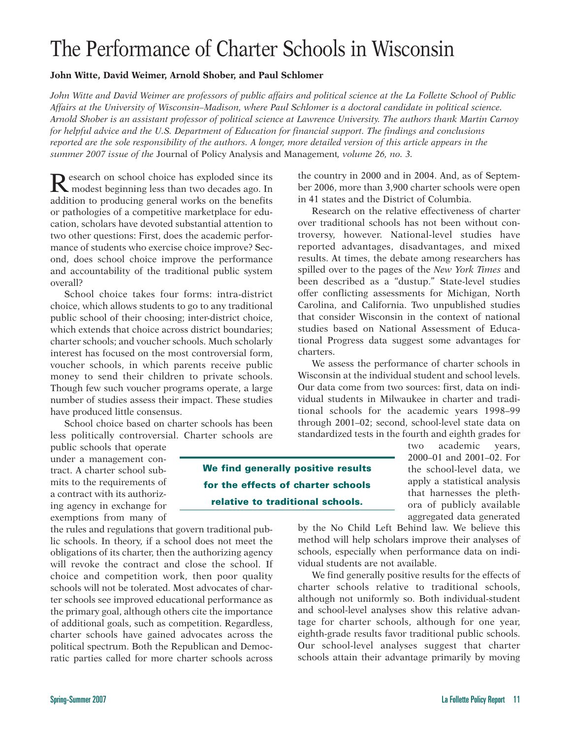# The Performance of Charter Schools in Wisconsin

**John Witte, David Weimer, Arnold Shober, and Paul Schlomer**

*John Witte and David Weimer are professors of public affairs and political science at the La Follette School of Public Affairs at the University of Wisconsin–Madison, where Paul Schlomer is a doctoral candidate in political science. Arnold Shober is an assistant professor of political science at Lawrence University. The authors thank Martin Carnoy for helpful advice and the U.S. Department of Education for financial support. The findings and conclusions reported are the sole responsibility of the authors. A longer, more detailed version of this article appears in the summer 2007 issue of the* Journal of Policy Analysis and Management*, volume 26, no. 3.*

Research on school choice has exploded since its modest beginning less than two decades ago. In addition to producing general works on the benefits or pathologies of a competitive marketplace for education, scholars have devoted substantial attention to two other questions: First, does the academic performance of students who exercise choice improve? Second, does school choice improve the performance and accountability of the traditional public system overall?

School choice takes four forms: intra-district choice, which allows students to go to any traditional public school of their choosing; inter-district choice, which extends that choice across district boundaries; charter schools; and voucher schools. Much scholarly interest has focused on the most controversial form, voucher schools, in which parents receive public money to send their children to private schools. Though few such voucher programs operate, a large number of studies assess their impact. These studies have produced little consensus.

School choice based on charter schools has been less politically controversial. Charter schools are public schools that operate under a management contract. A charter school submits to the requirements of a contract with its authorizing agency in exchange for exemptions from many of the rules and regulations that govern traditional public schools. In theory, if a school does not meet the obligations of its charter, then the authorizing agency will revoke the contract and close the school. If choice and competition work, then poor quality schools will not be tolerated. Most advocates of charter schools see improved educational performance as the primary goal, although others cite the importance of additional goals, such as competition. Regardless, charter schools have gained advocates across the political spectrum. Both the Republican and Democratic parties called for more charter schools across the country in 2000 and in 2004. And, as of September 2006, more than 3,900 charter schools were open in 41 states and the District of Columbia.

Research on the relative effectiveness of charter over traditional schools has not been without controversy, however. National-level studies have reported advantages, disadvantages, and mixed results. At times, the debate among researchers has spilled over to the pages of the *New York Times* and been described as a "dustup." State-level studies offer conflicting assessments for Michigan, North Carolina, and California. Two unpublished studies that consider Wisconsin in the context of national studies based on National Assessment of Educational Progress data suggest some advantages for charters.

We assess the performance of charter schools in Wisconsin at the individual student and school levels. Our data come from two sources: first, data on individual students in Milwaukee in charter and traditional schools for the academic years 1998–99 through 2001–02; second, school-level state data on standardized tests in the fourth and eighth grades for two academic years, 2000–01 and 2001–02. For the school-level data, we apply a statistical analysis that harnesses the plethora of publicly available aggregated data generated by the No Child Left Behind law. We believe this method will help scholars improve their analyses of schools, especially when performance data on individual students are not available.

> **We find generally positive results for the effects of charter schools relative to traditional schools.**

We find generally positive results for the effects of charter schools relative to traditional schools, although not uniformly so. Both individual-student and school-level analyses show this relative advantage for charter schools, although for one year, eighth-grade results favor traditional public schools. Our school-level analyses suggest that charter schools attain their advantage primarily by moving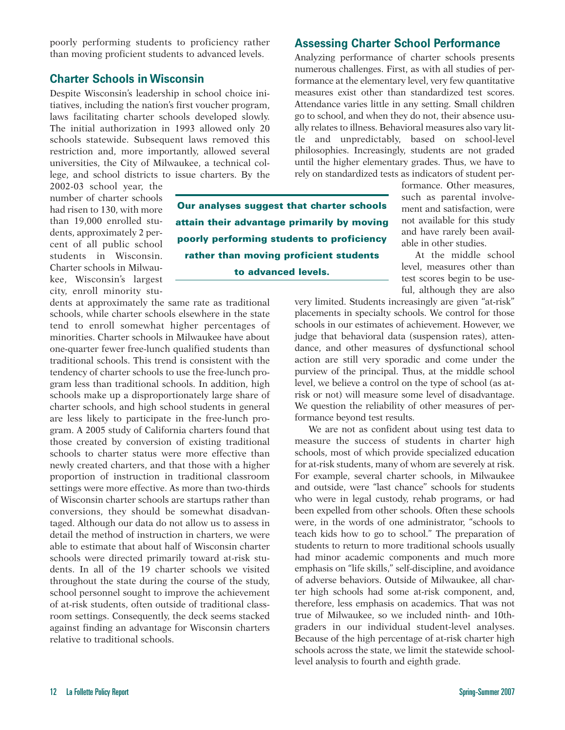poorly performing students to proficiency rather than moving proficient students to advanced levels.

## Charter Schools in Wisconsin

Despite Wisconsin's leadership in school choice initiatives, including the nation's first voucher program, laws facilitating charter schools developed slowly. The initial authorization in 1993 allowed only 20 schools statewide. Subsequent laws removed this restriction and, more importantly, allowed several universities, the City of Milwaukee, a technical college, and school districts to issue charters. By the 2002-03 school year, the number of charter schools had risen to 130, with more than 19,000 enrolled students, approximately 2 percent of all public school students in Wisconsin. Charter schools in Milwaukee, Wisconsin's largest city, enroll minority students at approximately the same rate as traditional schools, while charter schools elsewhere in the state tend to enroll somewhat higher percentages of minorities. Charter schools in Milwaukee have about one-quarter fewer free-lunch qualified students than traditional schools. This trend is consistent with the tendency of charter schools to use the free-lunch program less than traditional schools. In addition, high schools make up a disproportionately large share of charter schools, and high school students in general are less likely to participate in the free-lunch program. A 2005 study of California charters found that those created by conversion of existing traditional schools to charter status were more effective than newly created charters, and that those with a higher proportion of instruction in traditional classroom settings were more effective. As more than two-thirds of Wisconsin charter schools are startups rather than conversions, they should be somewhat disadvantaged. Although our data do not allow us to assess in detail the method of instruction in charters, we were able to estimate that about half of Wisconsin charter schools were directed primarily toward at-risk students. In all of the 19 charter schools we visited throughout the state during the course of the study, school personnel sought to improve the achievement of at-risk students, often outside of traditional classroom settings. Consequently, the deck seems stacked against finding an advantage for Wisconsin charters relative to traditional schools.

**Our analyses suggest that charter schools attain their advantage primarily by moving poorly performing students to proficiency rather than moving proficient students to advanced levels.**

## Assessing Charter School Performance

Analyzing performance of charter schools presents numerous challenges. First, as with all studies of performance at the elementary level, very few quantitative measures exist other than standardized test scores. Attendance varies little in any setting. Small children go to school, and when they do not, their absence usually relates to illness. Behavioral measures also vary little and unpredictably, based on school-level philosophies. Increasingly, students are not graded until the higher elementary grades. Thus, we have to rely on standardized tests as indicators of student performance. Other measures, such as parental involvement and satisfaction, were not available for this study and have rarely been available in other studies.

At the middle school level, measures other than test scores begin to be useful, although they are also very limited. Students increasingly are given "at-risk" placements in specialty schools. We control for those schools in our estimates of achievement. However, we judge that behavioral data (suspension rates), attendance, and other measures of dysfunctional school action are still very sporadic and come under the purview of the principal. Thus, at the middle school level, we believe a control on the type of school (as at-risk or not) will measure some level of disadvantage. We question the reliability of other measures of performance beyond test results.

We are not as confident about using test data to measure the success of students in charter high schools, most of which provide specialized education for at-risk students, many of whom are severely at risk. For example, several charter schools, in Milwaukee and outside, were "last chance" schools for students who were in legal custody, rehab programs, or had been expelled from other schools. Often these schools were, in the words of one administrator, "schools to teach kids how to go to school." The preparation of students to return to more traditional schools usually had minor academic components and much more emphasis on "life skills," self-discipline, and avoidance of adverse behaviors. Outside of Milwaukee, all charter high schools had some at-risk component, and, therefore, less emphasis on academics. That was not true of Milwaukee, so we included ninth- and 10th-graders in our individual student-level analyses. Because of the high percentage of at-risk charter high schools across the state, we limit the statewide school-level analysis to fourth and eighth grade.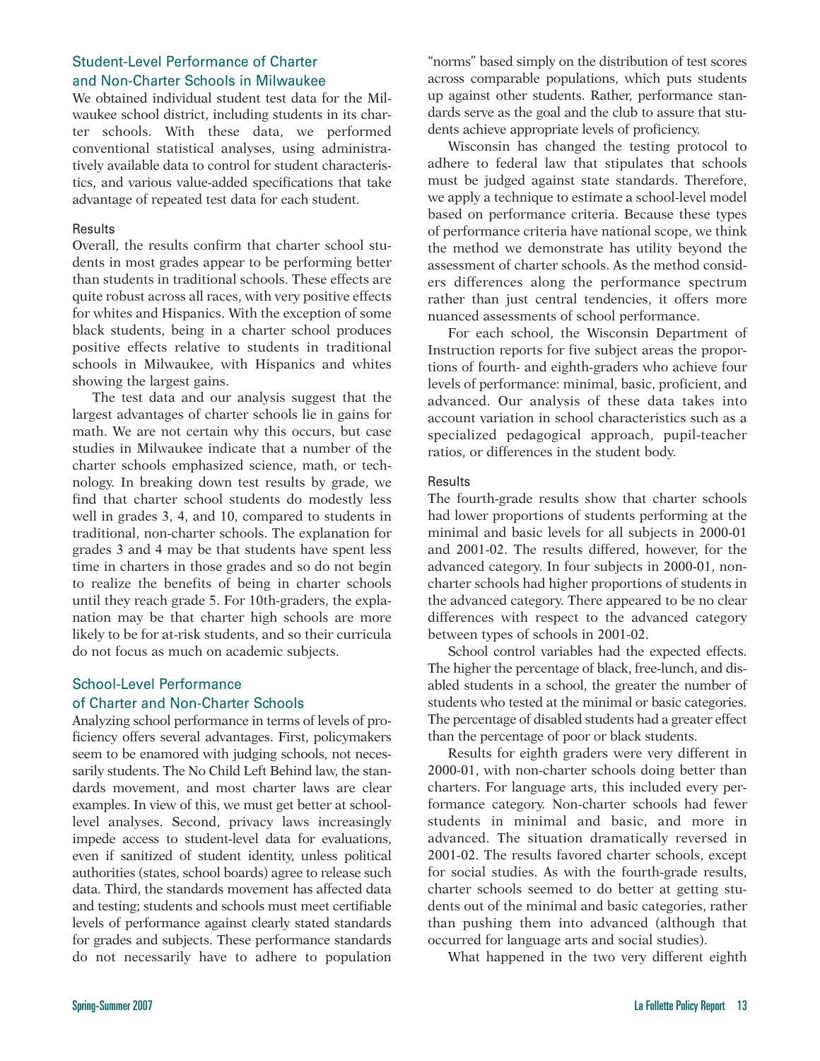## Student-Level Performance of Charter and Non-Charter Schools in Milwaukee

We obtained individual student test data for the Milwaukee school district, including students in its charter schools. With these data, we performed conventional statistical analyses, using administratively available data to control for student characteristics, and various value-added specifications that take advantage of repeated test data for each student.

### Results

Overall, the results confirm that charter school students in most grades appear to be performing better than students in traditional schools. These effects are quite robust across all races, with very positive effects for whites and Hispanics. With the exception of some black students, being in a charter school produces positive effects relative to students in traditional schools in Milwaukee, with Hispanics and whites showing the largest gains.

The test data and our analysis suggest that the largest advantages of charter schools lie in gains for math. We are not certain why this occurs, but case studies in Milwaukee indicate that a number of the charter schools emphasized science, math, or technology. In breaking down test results by grade, we find that charter school students do modestly less well in grades 3, 4, and 10, compared to students in traditional, non-charter schools. The explanation for grades 3 and 4 may be that students have spent less time in charters in those grades and so do not begin to realize the benefits of being in charter schools until they reach grade 5. For 10th-graders, the explanation may be that charter high schools are more likely to be for at-risk students, and so their curricula do not focus as much on academic subjects.

## School-Level Performance of Charter and Non-Charter Schools

Analyzing school performance in terms of levels of proficiency offers several advantages. First, policymakers seem to be enamored with judging schools, not necessarily students. The No Child Left Behind law, the standards movement, and most charter laws are clear examples. In view of this, we must get better at school-level analyses. Second, privacy laws increasingly impede access to student-level data for evaluations, even if sanitized of student identity, unless political authorities (states, school boards) agree to release such data. Third, the standards movement has affected data and testing; students and schools must meet certifiable levels of performance against clearly stated standards for grades and subjects. These performance standards do not necessarily have to adhere to population "norms" based simply on the distribution of test scores across comparable populations, which puts students up against other students. Rather, performance standards serve as the goal and the club to assure that students achieve appropriate levels of proficiency.

Wisconsin has changed the testing protocol to adhere to federal law that stipulates that schools must be judged against state standards. Therefore, we apply a technique to estimate a school-level model based on performance criteria. Because these types of performance criteria have national scope, we think the method we demonstrate has utility beyond the assessment of charter schools. As the method considers differences along the performance spectrum rather than just central tendencies, it offers more nuanced assessments of school performance.

For each school, the Wisconsin Department of Instruction reports for five subject areas the proportions of fourth- and eighth-graders who achieve four levels of performance: minimal, basic, proficient, and advanced. Our analysis of these data takes into account variation in school characteristics such as a specialized pedagogical approach, pupil-teacher ratios, or differences in the student body.

### Results

The fourth-grade results show that charter schools had lower proportions of students performing at the minimal and basic levels for all subjects in 2000-01 and 2001-02. The results differed, however, for the advanced category. In four subjects in 2000-01, non-charter schools had higher proportions of students in the advanced category. There appeared to be no clear differences with respect to the advanced category between types of schools in 2001-02.

School control variables had the expected effects. The higher the percentage of black, free-lunch, and disabled students in a school, the greater the number of students who tested at the minimal or basic categories. The percentage of disabled students had a greater effect than the percentage of poor or black students.

Results for eighth graders were very different in 2000-01, with non-charter schools doing better than charters. For language arts, this included every performance category. Non-charter schools had fewer students in minimal and basic, and more in advanced. The situation dramatically reversed in 2001-02. The results favored charter schools, except for social studies. As with the fourth-grade results, charter schools seemed to do better at getting students out of the minimal and basic categories, rather than pushing them into advanced (although that occurred for language arts and social studies).

What happened in the two very different eighth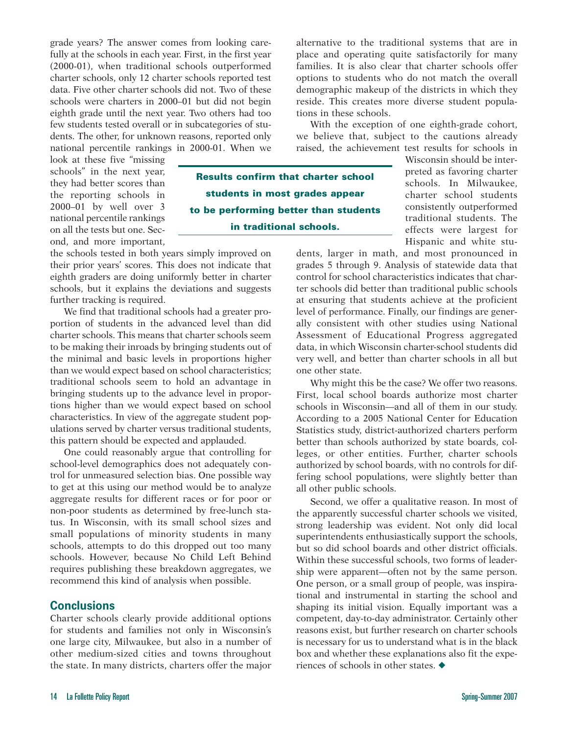grade years? The answer comes from looking carefully at the schools in each year. First, in the first year (2000-01), when traditional schools outperformed charter schools, only 12 charter schools reported test data. Five other charter schools did not. Two of these schools were charters in 2000–01 but did not begin eighth grade until the next year. Two others had too few students tested overall or in subcategories of students. The other, for unknown reasons, reported only national percentile rankings in 2000-01. When we look at these five "missing schools" in the next year, they had better scores than the reporting schools in 2000–01 by well over 3 national percentile rankings on all the tests but one. Second, and more important, the schools tested in both years simply improved on their prior years' scores. This does not indicate that eighth graders are doing uniformly better in charter schools, but it explains the deviations and suggests further tracking is required.

We find that traditional schools had a greater proportion of students in the advanced level than did charter schools. This means that charter schools seem to be making their inroads by bringing students out of the minimal and basic levels in proportions higher than we would expect based on school characteristics; traditional schools seem to hold an advantage in bringing students up to the advance level in proportions higher than we would expect based on school characteristics. In view of the aggregate student populations served by charter versus traditional students, this pattern should be expected and applauded.

One could reasonably argue that controlling for school-level demographics does not adequately control for unmeasured selection bias. One possible way to get at this using our method would be to analyze aggregate results for different races or for poor or non-poor students as determined by free-lunch status. In Wisconsin, with its small school sizes and small populations of minority students in many schools, attempts to do this dropped out too many schools. However, because No Child Left Behind requires publishing these breakdown aggregates, we recommend this kind of analysis when possible.

## Conclusions

Charter schools clearly provide additional options for students and families not only in Wisconsin's one large city, Milwaukee, but also in a number of other medium-sized cities and towns throughout the state. In many districts, charters offer the major alternative to the traditional systems that are in place and operating quite satisfactorily for many families. It is also clear that charter schools offer options to students who do not match the overall demographic makeup of the districts in which they reside. This creates more diverse student populations in these schools.

With the exception of one eighth-grade cohort, we believe that, subject to the cautions already raised, the achievement test results for schools in Wisconsin should be interpreted as favoring charter schools. In Milwaukee, charter school students consistently outperformed traditional students. The effects were largest for Hispanic and white students, larger in math, and most pronounced in grades 5 through 9. Analysis of statewide data that control for school characteristics indicates that charter schools did better than traditional public schools at ensuring that students achieve at the proficient level of performance. Finally, our findings are generally consistent with other studies using National Assessment of Educational Progress aggregated data, in which Wisconsin charter-school students did very well, and better than charter schools in all but one other state.

**Results confirm that charter school students in most grades appear to be performing better than students in traditional schools.**

Why might this be the case? We offer two reasons. First, local school boards authorize most charter schools in Wisconsin—and all of them in our study. According to a 2005 National Center for Education Statistics study, district-authorized charters perform better than schools authorized by state boards, colleges, or other entities. Further, charter schools authorized by school boards, with no controls for differing school populations, were slightly better than all other public schools.

Second, we offer a qualitative reason. In most of the apparently successful charter schools we visited, strong leadership was evident. Not only did local superintendents enthusiastically support the schools, but so did school boards and other district officials. Within these successful schools, two forms of leadership were apparent—often not by the same person. One person, or a small group of people, was inspirational and instrumental in starting the school and shaping its initial vision. Equally important was a competent, day-to-day administrator. Certainly other reasons exist, but further research on charter schools is necessary for us to understand what is in the black box and whether these explanations also fit the experiences of schools in other states. ◆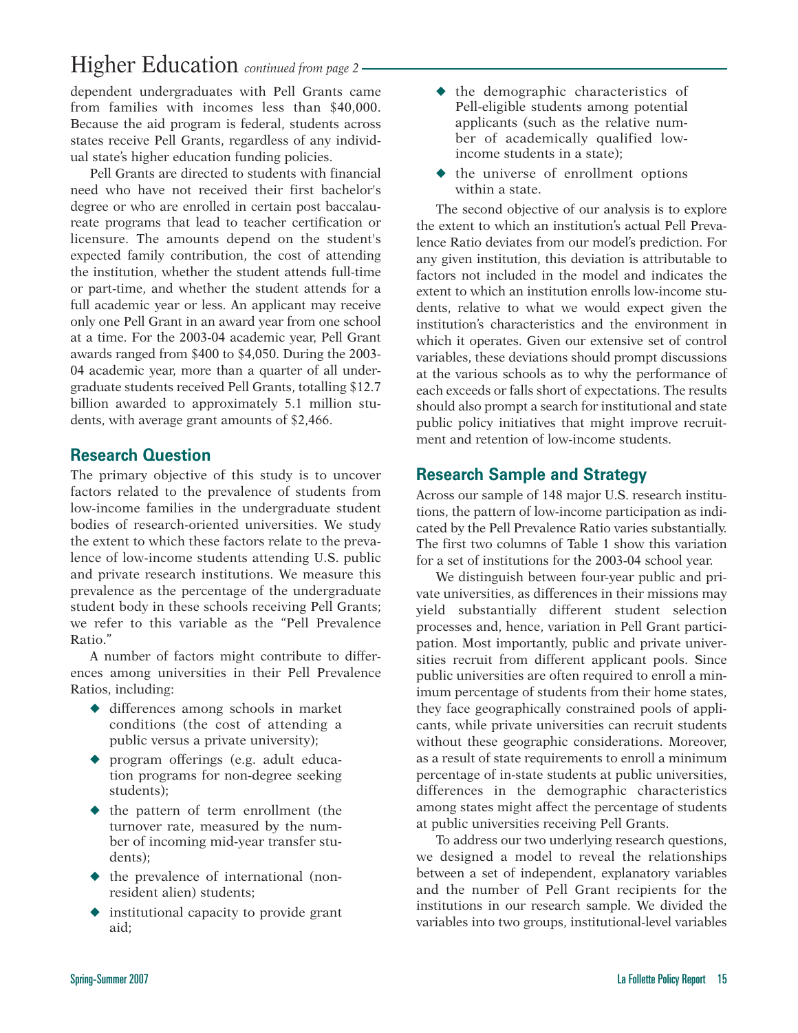## Higher Education *continued from page 2*

dependent undergraduates with Pell Grants came from families with incomes less than $40,000. Because the aid program is federal, students across states receive Pell Grants, regardless of any individual state's higher education funding policies.

Pell Grants are directed to students with financial need who have not received their first bachelor's degree or who are enrolled in certain post baccalaureate programs that lead to teacher certification or licensure. The amounts depend on the student's expected family contribution, the cost of attending the institution, whether the student attends full-time or part-time, and whether the student attends for a full academic year or less. An applicant may receive only one Pell Grant in an award year from one school at a time. For the 2003-04 academic year, Pell Grant awards ranged from $400 to $4,050. During the 2003-04 academic year, more than a quarter of all undergraduate students received Pell Grants, totalling $12.7 billion awarded to approximately 5.1 million students, with average grant amounts of $2,466.

### Research Question

The primary objective of this study is to uncover factors related to the prevalence of students from low-income families in the undergraduate student bodies of research-oriented universities. We study the extent to which these factors relate to the prevalence of low-income students attending U.S. public and private research institutions. We measure this prevalence as the percentage of the undergraduate student body in these schools receiving Pell Grants; we refer to this variable as the "Pell Prevalence Ratio."

A number of factors might contribute to differences among universities in their Pell Prevalence Ratios, including:

- differences among schools in market conditions (the cost of attending a public versus a private university);
- program offerings (e.g. adult education programs for non-degree seeking students);
- the pattern of term enrollment (the turnover rate, measured by the number of incoming mid-year transfer students);
- the prevalence of international (non-resident alien) students;
- institutional capacity to provide grant aid;
- the demographic characteristics of Pell-eligible students among potential applicants (such as the relative number of academically qualified low-income students in a state);
- the universe of enrollment options within a state.

The second objective of our analysis is to explore the extent to which an institution's actual Pell Prevalence Ratio deviates from our model's prediction. For any given institution, this deviation is attributable to factors not included in the model and indicates the extent to which an institution enrolls low-income students, relative to what we would expect given the institution's characteristics and the environment in which it operates. Given our extensive set of control variables, these deviations should prompt discussions at the various schools as to why the performance of each exceeds or falls short of expectations. The results should also prompt a search for institutional and state public policy initiatives that might improve recruitment and retention of low-income students.

### Research Sample and Strategy

Across our sample of 148 major U.S. research institutions, the pattern of low-income participation as indicated by the Pell Prevalence Ratio varies substantially. The first two columns of Table 1 show this variation for a set of institutions for the 2003-04 school year.

We distinguish between four-year public and private universities, as differences in their missions may yield substantially different student selection processes and, hence, variation in Pell Grant participation. Most importantly, public and private universities recruit from different applicant pools. Since public universities are often required to enroll a minimum percentage of students from their home states, they face geographically constrained pools of applicants, while private universities can recruit students without these geographic considerations. Moreover, as a result of state requirements to enroll a minimum percentage of in-state students at public universities, differences in the demographic characteristics among states might affect the percentage of students at public universities receiving Pell Grants.

To address our two underlying research questions, we designed a model to reveal the relationships between a set of independent, explanatory variables and the number of Pell Grant recipients for the institutions in our research sample. We divided the variables into two groups, institutional-level variables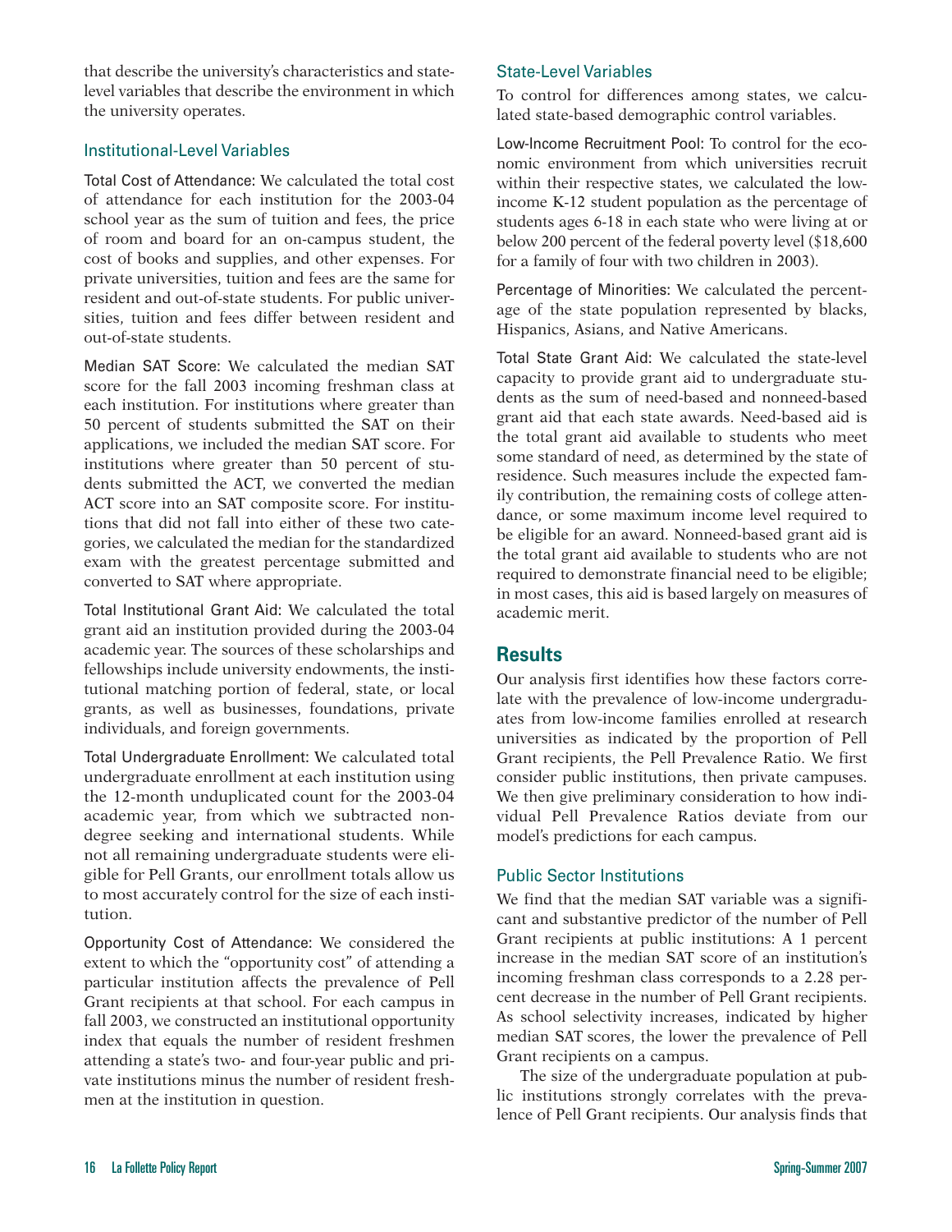that describe the university's characteristics and state-level variables that describe the environment in which the university operates.

### Institutional-Level Variables

Total Cost of Attendance: We calculated the total cost of attendance for each institution for the 2003-04 school year as the sum of tuition and fees, the price of room and board for an on-campus student, the cost of books and supplies, and other expenses. For private universities, tuition and fees are the same for resident and out-of-state students. For public universities, tuition and fees differ between resident and out-of-state students.

Median SAT Score: We calculated the median SAT score for the fall 2003 incoming freshman class at each institution. For institutions where greater than 50 percent of students submitted the SAT on their applications, we included the median SAT score. For institutions where greater than 50 percent of students submitted the ACT, we converted the median ACT score into an SAT composite score. For institutions that did not fall into either of these two categories, we calculated the median for the standardized exam with the greatest percentage submitted and converted to SAT where appropriate.

Total Institutional Grant Aid: We calculated the total grant aid an institution provided during the 2003-04 academic year. The sources of these scholarships and fellowships include university endowments, the institutional matching portion of federal, state, or local grants, as well as businesses, foundations, private individuals, and foreign governments.

Total Undergraduate Enrollment: We calculated total undergraduate enrollment at each institution using the 12-month unduplicated count for the 2003-04 academic year, from which we subtracted non-degree seeking and international students. While not all remaining undergraduate students were eligible for Pell Grants, our enrollment totals allow us to most accurately control for the size of each institution.

Opportunity Cost of Attendance: We considered the extent to which the "opportunity cost" of attending a particular institution affects the prevalence of Pell Grant recipients at that school. For each campus in fall 2003, we constructed an institutional opportunity index that equals the number of resident freshmen attending a state's two- and four-year public and private institutions minus the number of resident freshmen at the institution in question.

### State-Level Variables

To control for differences among states, we calculated state-based demographic control variables.

Low-Income Recruitment Pool: To control for the economic environment from which universities recruit within their respective states, we calculated the low-income K-12 student population as the percentage of students ages 6-18 in each state who were living at or below 200 percent of the federal poverty level ($18,600 for a family of four with two children in 2003).

Percentage of Minorities: We calculated the percentage of the state population represented by blacks, Hispanics, Asians, and Native Americans.

Total State Grant Aid: We calculated the state-level capacity to provide grant aid to undergraduate students as the sum of need-based and nonneed-based grant aid that each state awards. Need-based aid is the total grant aid available to students who meet some standard of need, as determined by the state of residence. Such measures include the expected family contribution, the remaining costs of college attendance, or some maximum income level required to be eligible for an award. Nonneed-based grant aid is the total grant aid available to students who are not required to demonstrate financial need to be eligible; in most cases, this aid is based largely on measures of academic merit.

## Results

Our analysis first identifies how these factors correlate with the prevalence of low-income undergraduates from low-income families enrolled at research universities as indicated by the proportion of Pell Grant recipients, the Pell Prevalence Ratio. We first consider public institutions, then private campuses. We then give preliminary consideration to how individual Pell Prevalence Ratios deviate from our model's predictions for each campus.

### Public Sector Institutions

We find that the median SAT variable was a significant and substantive predictor of the number of Pell Grant recipients at public institutions: A 1 percent increase in the median SAT score of an institution's incoming freshman class corresponds to a 2.28 percent decrease in the number of Pell Grant recipients. As school selectivity increases, indicated by higher median SAT scores, the lower the prevalence of Pell Grant recipients on a campus.

The size of the undergraduate population at public institutions strongly correlates with the prevalence of Pell Grant recipients. Our analysis finds that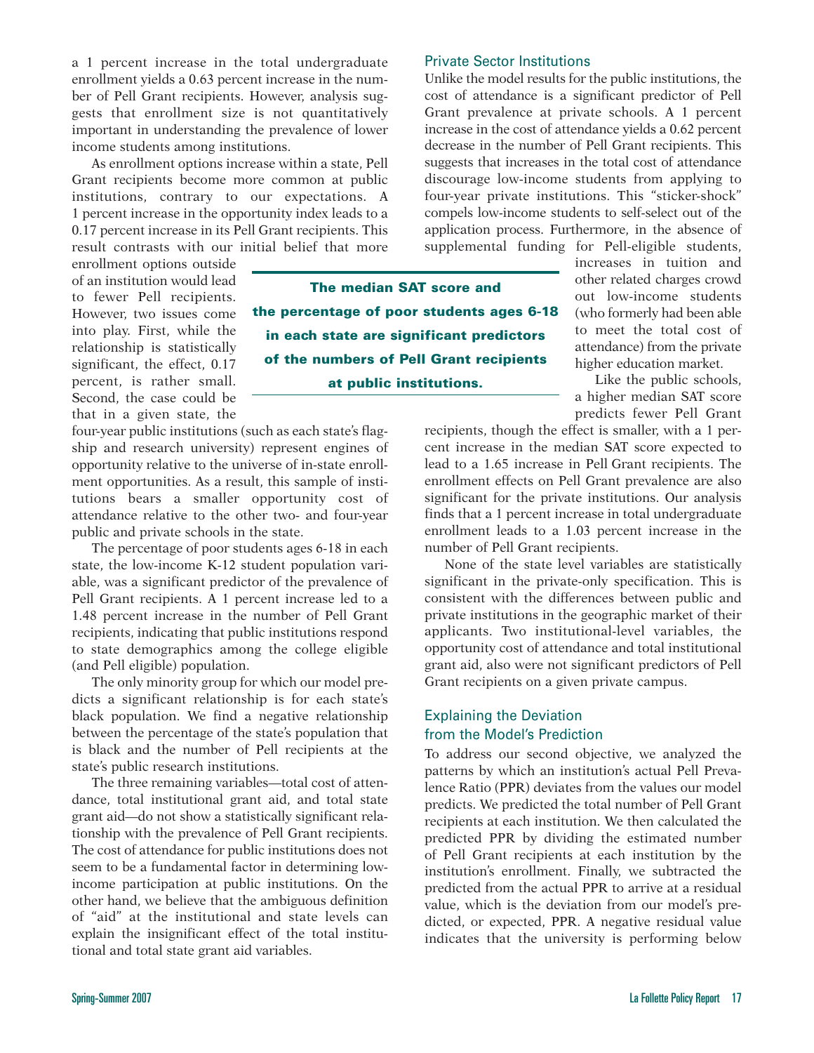a 1 percent increase in the total undergraduate enrollment yields a 0.63 percent increase in the number of Pell Grant recipients. However, analysis suggests that enrollment size is not quantitatively important in understanding the prevalence of lower income students among institutions.

As enrollment options increase within a state, Pell Grant recipients become more common at public institutions, contrary to our expectations. A 1 percent increase in the opportunity index leads to a 0.17 percent increase in its Pell Grant recipients. This result contrasts with our initial belief that more enrollment options outside of an institution would lead to fewer Pell recipients. However, two issues come into play. First, while the relationship is statistically significant, the effect, 0.17 percent, is rather small. Second, the case could be that in a given state, the four-year public institutions (such as each state's flagship and research university) represent engines of opportunity relative to the universe of in-state enrollment opportunities. As a result, this sample of institutions bears a smaller opportunity cost of attendance relative to the other two- and four-year public and private schools in the state.

> **The median SAT score and the percentage of poor students ages 6-18 in each state are significant predictors of the numbers of Pell Grant recipients at public institutions.**

The percentage of poor students ages 6-18 in each state, the low-income K-12 student population variable, was a significant predictor of the prevalence of Pell Grant recipients. A 1 percent increase led to a 1.48 percent increase in the number of Pell Grant recipients, indicating that public institutions respond to state demographics among the college eligible (and Pell eligible) population.

The only minority group for which our model predicts a significant relationship is for each state's black population. We find a negative relationship between the percentage of the state's population that is black and the number of Pell recipients at the state's public research institutions.

The three remaining variables—total cost of attendance, total institutional grant aid, and total state grant aid—do not show a statistically significant relationship with the prevalence of Pell Grant recipients. The cost of attendance for public institutions does not seem to be a fundamental factor in determining low-income participation at public institutions. On the other hand, we believe that the ambiguous definition of "aid" at the institutional and state levels can explain the insignificant effect of the total institutional and total state grant aid variables.

### Private Sector Institutions

Unlike the model results for the public institutions, the cost of attendance is a significant predictor of Pell Grant prevalence at private schools. A 1 percent increase in the cost of attendance yields a 0.62 percent decrease in the number of Pell Grant recipients. This suggests that increases in the total cost of attendance discourage low-income students from applying to four-year private institutions. This "sticker-shock" compels low-income students to self-select out of the application process. Furthermore, in the absence of supplemental funding for Pell-eligible students, increases in tuition and other related charges crowd out low-income students (who formerly had been able to meet the total cost of attendance) from the private higher education market.

Like the public schools, a higher median SAT score predicts fewer Pell Grant recipients, though the effect is smaller, with a 1 percent increase in the median SAT score expected to lead to a 1.65 increase in Pell Grant recipients. The enrollment effects on Pell Grant prevalence are also significant for the private institutions. Our analysis finds that a 1 percent increase in total undergraduate enrollment leads to a 1.03 percent increase in the number of Pell Grant recipients.

None of the state level variables are statistically significant in the private-only specification. This is consistent with the differences between public and private institutions in the geographic market of their applicants. Two institutional-level variables, the opportunity cost of attendance and total institutional grant aid, also were not significant predictors of Pell Grant recipients on a given private campus.

### Explaining the Deviation from the Model's Prediction

To address our second objective, we analyzed the patterns by which an institution's actual Pell Prevalence Ratio (PPR) deviates from the values our model predicts. We predicted the total number of Pell Grant recipients at each institution. We then calculated the predicted PPR by dividing the estimated number of Pell Grant recipients at each institution by the institution's enrollment. Finally, we subtracted the predicted from the actual PPR to arrive at a residual value, which is the deviation from our model's predicted, or expected, PPR. A negative residual value indicates that the university is performing below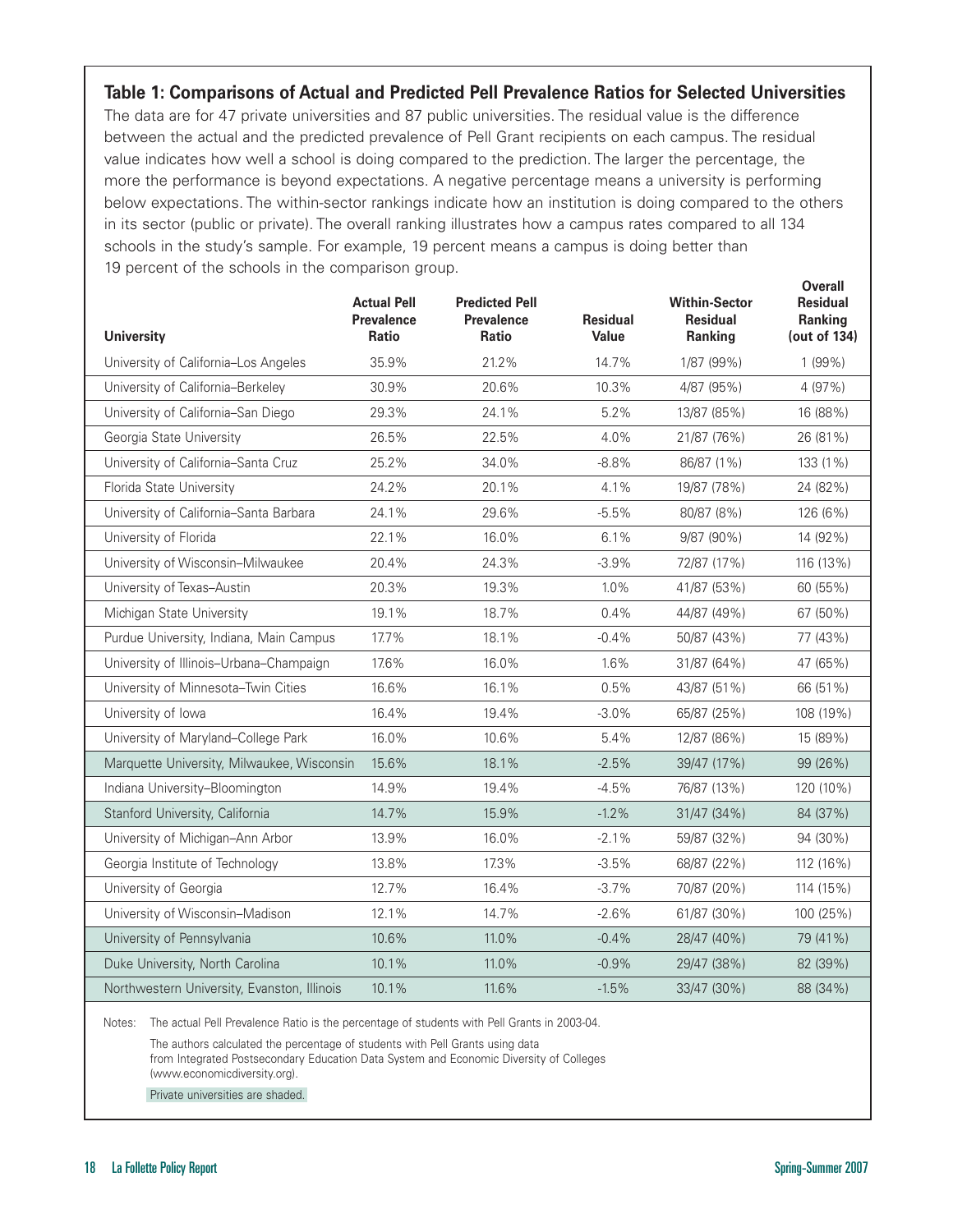### Table 1: Comparisons of Actual and Predicted Pell Prevalence Ratios for Selected Universities

The data are for 47 private universities and 87 public universities. The residual value is the difference between the actual and the predicted prevalence of Pell Grant recipients on each campus. The residual value indicates how well a school is doing compared to the prediction. The larger the percentage, the more the performance is beyond expectations. A negative percentage means a university is performing below expectations. The within-sector rankings indicate how an institution is doing compared to the others in its sector (public or private). The overall ranking illustrates how a campus rates compared to all 134 schools in the study's sample. For example, 19 percent means a campus is doing better than 19 percent of the schools in the comparison group.

| University | Actual Pell Prevalence Ratio | Predicted Pell Prevalence Ratio | Residual Value | Within-Sector Residual Ranking | Overall Residual Ranking (out of 134) |
|---|---|---|---|---|---|
| University of California–Los Angeles | 35.9% | 21.2% | 14.7% | 1/87 (99%) | 1 (99%) |
| University of California–Berkeley | 30.9% | 20.6% | 10.3% | 4/87 (95%) | 4 (97%) |
| University of California–San Diego | 29.3% | 24.1% | 5.2% | 13/87 (85%) | 16 (88%) |
| Georgia State University | 26.5% | 22.5% | 4.0% | 21/87 (76%) | 26 (81%) |
| University of California–Santa Cruz | 25.2% | 34.0% | -8.8% | 86/87 (1%) | 133 (1%) |
| Florida State University | 24.2% | 20.1% | 4.1% | 19/87 (78%) | 24 (82%) |
| University of California–Santa Barbara | 24.1% | 29.6% | -5.5% | 80/87 (8%) | 126 (6%) |
| University of Florida | 22.1% | 16.0% | 6.1% | 9/87 (90%) | 14 (92%) |
| University of Wisconsin–Milwaukee | 20.4% | 24.3% | -3.9% | 72/87 (17%) | 116 (13%) |
| University of Texas–Austin | 20.3% | 19.3% | 1.0% | 41/87 (53%) | 60 (55%) |
| Michigan State University | 19.1% | 18.7% | 0.4% | 44/87 (49%) | 67 (50%) |
| Purdue University, Indiana, Main Campus | 17.7% | 18.1% | -0.4% | 50/87 (43%) | 77 (43%) |
| University of Illinois–Urbana–Champaign | 17.6% | 16.0% | 1.6% | 31/87 (64%) | 47 (65%) |
| University of Minnesota–Twin Cities | 16.6% | 16.1% | 0.5% | 43/87 (51%) | 66 (51%) |
| University of Iowa | 16.4% | 19.4% | -3.0% | 65/87 (25%) | 108 (19%) |
| University of Maryland–College Park | 16.0% | 10.6% | 5.4% | 12/87 (86%) | 15 (89%) |
| Marquette University, Milwaukee, Wisconsin | 15.6% | 18.1% | -2.5% | 39/47 (17%) | 99 (26%) |
| Indiana University–Bloomington | 14.9% | 19.4% | -4.5% | 76/87 (13%) | 120 (10%) |
| Stanford University, California | 14.7% | 15.9% | -1.2% | 31/47 (34%) | 84 (37%) |
| University of Michigan–Ann Arbor | 13.9% | 16.0% | -2.1% | 59/87 (32%) | 94 (30%) |
| Georgia Institute of Technology | 13.8% | 17.3% | -3.5% | 68/87 (22%) | 112 (16%) |
| University of Georgia | 12.7% | 16.4% | -3.7% | 70/87 (20%) | 114 (15%) |
| University of Wisconsin–Madison | 12.1% | 14.7% | -2.6% | 61/87 (30%) | 100 (25%) |
| University of Pennsylvania | 10.6% | 11.0% | -0.4% | 28/47 (40%) | 79 (41%) |
| Duke University, North Carolina | 10.1% | 11.0% | -0.9% | 29/47 (38%) | 82 (39%) |
| Northwestern University, Evanston, Illinois | 10.1% | 11.6% | -1.5% | 33/47 (30%) | 88 (34%) |

Notes: The actual Pell Prevalence Ratio is the percentage of students with Pell Grants in 2003-04.

The authors calculated the percentage of students with Pell Grants using data from Integrated Postsecondary Education Data System and Economic Diversity of Colleges (www.economicdiversity.org).

Private universities are shaded.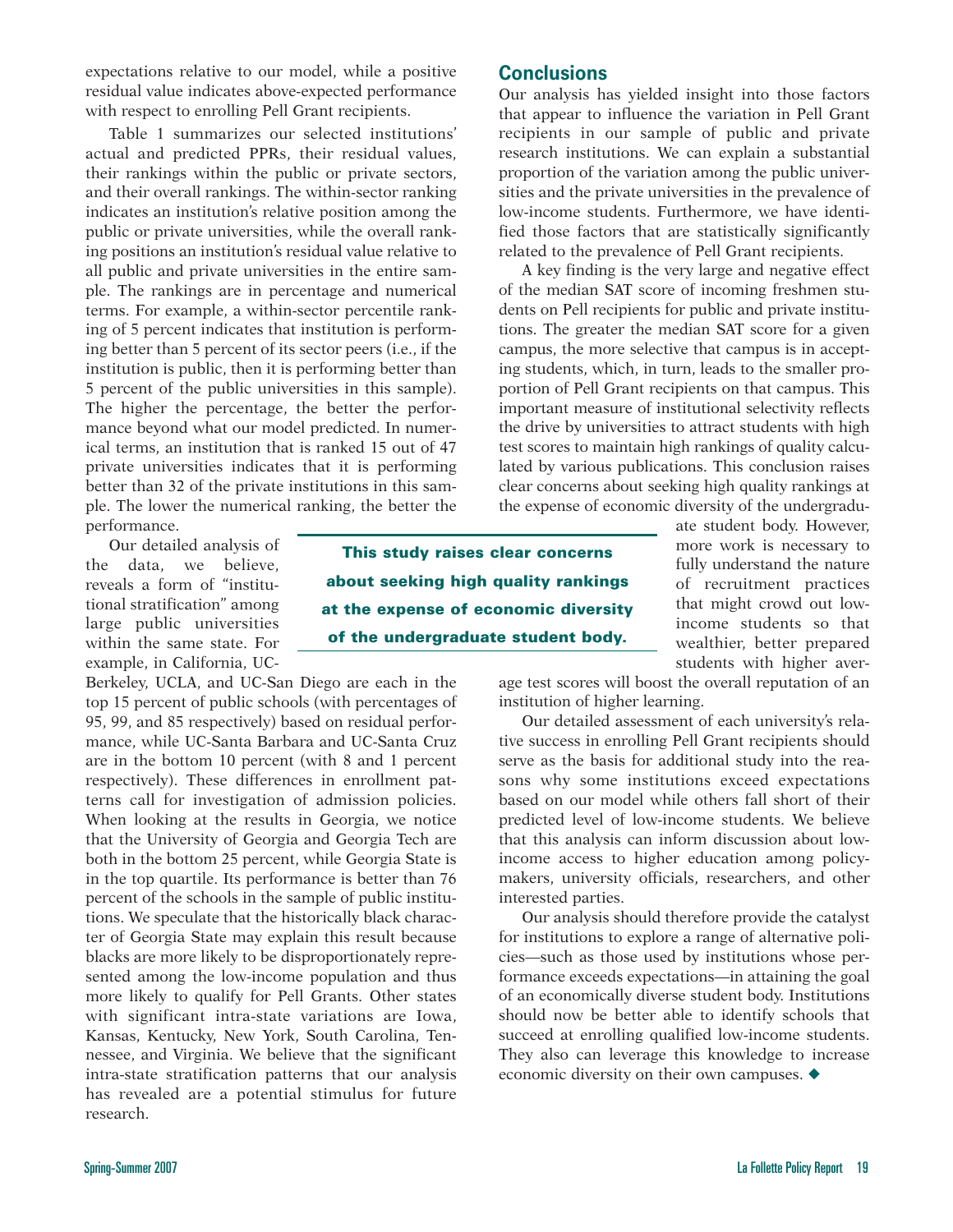expectations relative to our model, while a positive residual value indicates above-expected performance with respect to enrolling Pell Grant recipients.

Table 1 summarizes our selected institutions' actual and predicted PPRs, their residual values, their rankings within the public or private sectors, and their overall rankings. The within-sector ranking indicates an institution's relative position among the public or private universities, while the overall ranking positions an institution's residual value relative to all public and private universities in the entire sample. The rankings are in percentage and numerical terms. For example, a within-sector percentile ranking of 5 percent indicates that institution is performing better than 5 percent of its sector peers (i.e., if the institution is public, then it is performing better than 5 percent of the public universities in this sample). The higher the percentage, the better the performance beyond what our model predicted. In numerical terms, an institution that is ranked 15 out of 47 private universities indicates that it is performing better than 32 of the private institutions in this sample. The lower the numerical ranking, the better the performance.

Our detailed analysis of the data, we believe, reveals a form of "institutional stratification" among large public universities within the same state. For example, in California, UC-Berkeley, UCLA, and UC-San Diego are each in the top 15 percent of public schools (with percentages of 95, 99, and 85 respectively) based on residual performance, while UC-Santa Barbara and UC-Santa Cruz are in the bottom 10 percent (with 8 and 1 percent respectively). These differences in enrollment patterns call for investigation of admission policies. When looking at the results in Georgia, we notice that the University of Georgia and Georgia Tech are both in the bottom 25 percent, while Georgia State is in the top quartile. Its performance is better than 76 percent of the schools in the sample of public institutions. We speculate that the historically black character of Georgia State may explain this result because blacks are more likely to be disproportionately represented among the low-income population and thus more likely to qualify for Pell Grants. Other states with significant intra-state variations are Iowa, Kansas, Kentucky, New York, South Carolina, Tennessee, and Virginia. We believe that the significant intra-state stratification patterns that our analysis has revealed are a potential stimulus for future research.

## Conclusions

Our analysis has yielded insight into those factors that appear to influence the variation in Pell Grant recipients in our sample of public and private research institutions. We can explain a substantial proportion of the variation among the public universities and the private universities in the prevalence of low-income students. Furthermore, we have identified those factors that are statistically significantly related to the prevalence of Pell Grant recipients.

A key finding is the very large and negative effect of the median SAT score of incoming freshmen students on Pell recipients for public and private institutions. The greater the median SAT score for a given campus, the more selective that campus is in accepting students, which, in turn, leads to the smaller proportion of Pell Grant recipients on that campus. This important measure of institutional selectivity reflects the drive by universities to attract students with high test scores to maintain high rankings of quality calculated by various publications. This conclusion raises clear concerns about seeking high quality rankings at the expense of economic diversity of the undergraduate student body. However, more work is necessary to fully understand the nature of recruitment practices that might crowd out low-income students so that wealthier, better prepared students with higher average test scores will boost the overall reputation of an institution of higher learning.

**This study raises clear concerns about seeking high quality rankings at the expense of economic diversity of the undergraduate student body.**

Our detailed assessment of each university's relative success in enrolling Pell Grant recipients should serve as the basis for additional study into the reasons why some institutions exceed expectations based on our model while others fall short of their predicted level of low-income students. We believe that this analysis can inform discussion about low-income access to higher education among policymakers, university officials, researchers, and other interested parties.

Our analysis should therefore provide the catalyst for institutions to explore a range of alternative policies—such as those used by institutions whose performance exceeds expectations—in attaining the goal of an economically diverse student body. Institutions should now be better able to identify schools that succeed at enrolling qualified low-income students. They also can leverage this knowledge to increase economic diversity on their own campuses. ◆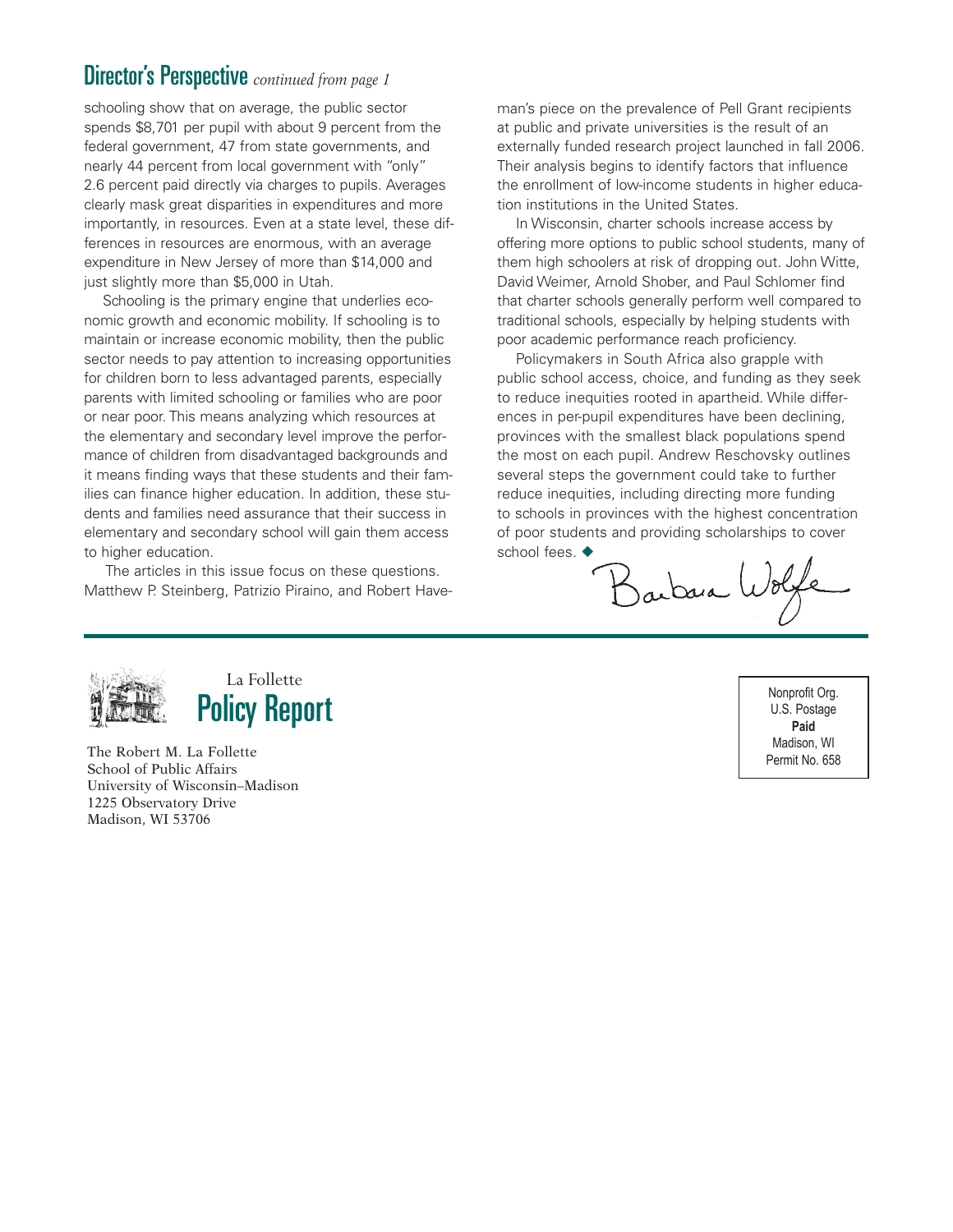## Director's Perspective *continued from page 1*

schooling show that on average, the public sector spends $8,701 per pupil with about 9 percent from the federal government, 47 from state governments, and nearly 44 percent from local government with "only" 2.6 percent paid directly via charges to pupils. Averages clearly mask great disparities in expenditures and more importantly, in resources. Even at a state level, these differences in resources are enormous, with an average expenditure in New Jersey of more than $14,000 and just slightly more than $5,000 in Utah.

Schooling is the primary engine that underlies economic growth and economic mobility. If schooling is to maintain or increase economic mobility, then the public sector needs to pay attention to increasing opportunities for children born to less advantaged parents, especially parents with limited schooling or families who are poor or near poor. This means analyzing which resources at the elementary and secondary level improve the performance of children from disadvantaged backgrounds and it means finding ways that these students and their families can finance higher education. In addition, these students and families need assurance that their success in elementary and secondary school will gain them access to higher education.

The articles in this issue focus on these questions. Matthew P. Steinberg, Patrizio Piraino, and Robert Haveman's piece on the prevalence of Pell Grant recipients at public and private universities is the result of an externally funded research project launched in fall 2006. Their analysis begins to identify factors that influence the enrollment of low-income students in higher education institutions in the United States.

In Wisconsin, charter schools increase access by offering more options to public school students, many of them high schoolers at risk of dropping out. John Witte, David Weimer, Arnold Shober, and Paul Schlomer find that charter schools generally perform well compared to traditional schools, especially by helping students with poor academic performance reach proficiency.

Policymakers in South Africa also grapple with public school access, choice, and funding as they seek to reduce inequities rooted in apartheid. While differences in per-pupil expenditures have been declining, provinces with the smallest black populations spend the most on each pupil. Andrew Reschovsky outlines several steps the government could take to further reduce inequities, including directing more funding to schools in provinces with the highest concentration of poor students and providing scholarships to cover school fees. ◆

Barbara Wolfe

La Follette
**Policy Report**

The Robert M. La Follette
School of Public Affairs
University of Wisconsin–Madison
1225 Observatory Drive
Madison, WI 53706

Nonprofit Org.
U.S. Postage
**Paid**
Madison, WI
Permit No. 658